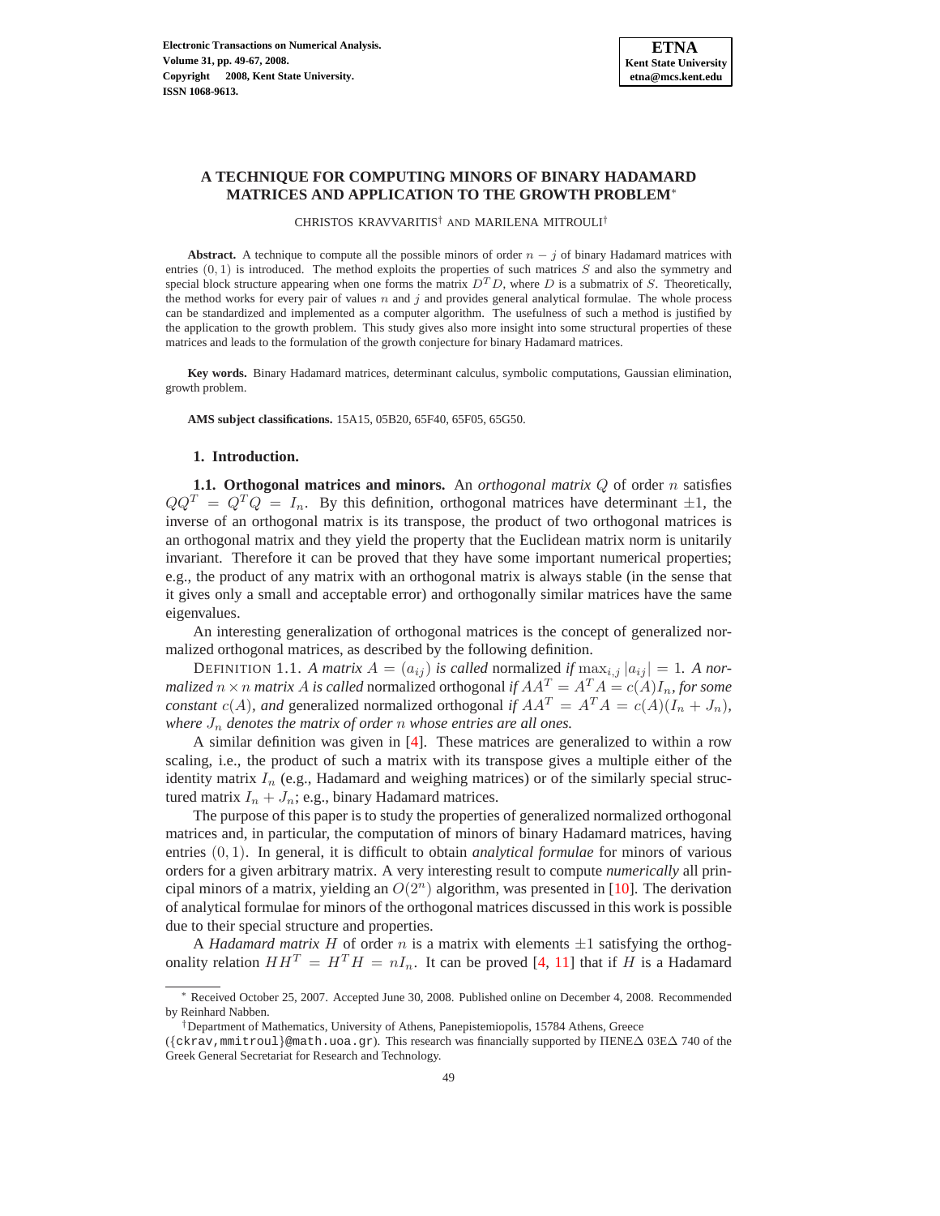# A TECHNIQUE FOR COMPUTING MINORS OF BINARY HADAMARD MATRICES AND APPLICATION TO THE GROWTH PROBLEM*

CHRISTOS KRAVVARITIS† AND MARILENA MITROULI†

**Abstract.** A technique to compute all the possible minors of order $n - j$ of binary Hadamard matrices with entries $(0, 1)$ is introduced. The method exploits the properties of such matrices $S$ and also the symmetry and special block structure appearing when one forms the matrix $D^T D$, where $D$ is a submatrix of $S$. Theoretically, the method works for every pair of values $n$ and $j$ and provides general analytical formulae. The whole process can be standardized and implemented as a computer algorithm. The usefulness of such a method is justified by the application to the growth problem. This study gives also more insight into some structural properties of these matrices and leads to the formulation of the growth conjecture for binary Hadamard matrices.

**Key words.** Binary Hadamard matrices, determinant calculus, symbolic computations, Gaussian elimination, growth problem.

**AMS subject classifications.** 15A15, 05B20, 65F40, 65F05, 65G50.

## 1. Introduction.

### 1.1. Orthogonal matrices and minors.

An *orthogonal matrix* $Q$ of order $n$ satisfies $QQ^T = Q^T Q = I_n$. By this definition, orthogonal matrices have determinant $\pm 1$, the inverse of an orthogonal matrix is its transpose, the product of two orthogonal matrices is an orthogonal matrix and they yield the property that the Euclidean matrix norm is unitarily invariant. Therefore it can be proved that they have some important numerical properties; e.g., the product of any matrix with an orthogonal matrix is always stable (in the sense that it gives only a small and acceptable error) and orthogonally similar matrices have the same eigenvalues.

An interesting generalization of orthogonal matrices is the concept of generalized normalized orthogonal matrices, as described by the following definition.

DEFINITION 1.1. *A matrix $A = (a_{ij})$ is called* normalized *if $\max_{i,j} |a_{ij}| = 1$. A normalized $n \times n$ matrix $A$ is called* normalized orthogonal *if $AA^T = A^T A = c(A) I_n$, for some constant $c(A)$, and* generalized normalized orthogonal *if $AA^T = A^T A = c(A)(I_n + J_n)$, where $J_n$ denotes the matrix of order $n$ whose entries are all ones.*

A similar definition was given in [4]. These matrices are generalized to within a row scaling, i.e., the product of such a matrix with its transpose gives a multiple either of the identity matrix $I_n$ (e.g., Hadamard and weighing matrices) or of the similarly special structured matrix $I_n + J_n$; e.g., binary Hadamard matrices.

The purpose of this paper is to study the properties of generalized normalized orthogonal matrices and, in particular, the computation of minors of binary Hadamard matrices, having entries $(0, 1)$. In general, it is difficult to obtain *analytical formulae* for minors of various orders for a given arbitrary matrix. A very interesting result to compute *numerically* all principal minors of a matrix, yielding an $O(2^n)$ algorithm, was presented in [10]. The derivation of analytical formulae for minors of the orthogonal matrices discussed in this work is possible due to their special structure and properties.

A *Hadamard matrix* $H$ of order $n$ is a matrix with elements $\pm 1$ satisfying the orthogonality relation $HH^T = H^T H = nI_n$. It can be proved [4, 11] that if $H$ is a Hadamard

---

* Received October 25, 2007. Accepted June 30, 2008. Published online on December 4, 2008. Recommended by Reinhard Nabben.

† Department of Mathematics, University of Athens, Panepistemiopolis, 15784 Athens, Greece ({ckrav,mmitroul}@math.uoa.gr). This research was financially supported by ΠΕΝΕΔ 03ΕΔ 740 of the Greek General Secretariat for Research and Technology.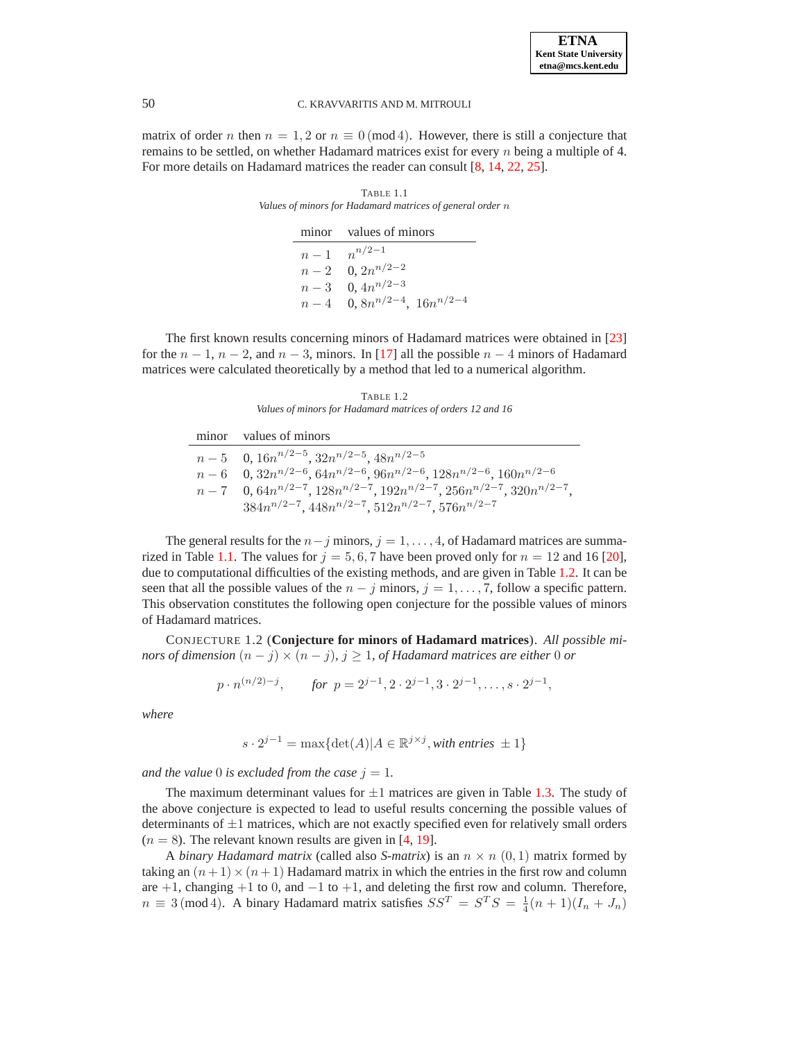matrix of order $n$ then $n = 1, 2$ or $n \equiv 0 \,(\text{mod}\, 4)$. However, there is still a conjecture that remains to be settled, on whether Hadamard matrices exist for every $n$ being a multiple of 4. For more details on Hadamard matrices the reader can consult [8, 14, 22, 25].

TABLE 1.1
*Values of minors for Hadamard matrices of general order $n$*

| minor | values of minors |
|---|---|
| $n-1$ | $n^{n/2-1}$ |
| $n-2$ | $0,\, 2n^{n/2-2}$ |
| $n-3$ | $0,\, 4n^{n/2-3}$ |
| $n-4$ | $0,\, 8n^{n/2-4},\;\; 16n^{n/2-4}$ |

The first known results concerning minors of Hadamard matrices were obtained in [23] for the $n-1$, $n-2$, and $n-3$, minors. In [17] all the possible $n-4$ minors of Hadamard matrices were calculated theoretically by a method that led to a numerical algorithm.

TABLE 1.2
*Values of minors for Hadamard matrices of orders 12 and 16*

| minor | values of minors |
|---|---|
| $n-5$ | $0,\, 16n^{n/2-5},\, 32n^{n/2-5},\, 48n^{n/2-5}$ |
| $n-6$ | $0,\, 32n^{n/2-6},\, 64n^{n/2-6},\, 96n^{n/2-6},\, 128n^{n/2-6},\, 160n^{n/2-6}$ |
| $n-7$ | $0,\, 64n^{n/2-7},\, 128n^{n/2-7},\, 192n^{n/2-7},\, 256n^{n/2-7},\, 320n^{n/2-7},$ $384n^{n/2-7},\, 448n^{n/2-7},\, 512n^{n/2-7},\, 576n^{n/2-7}$ |

The general results for the $n-j$ minors, $j = 1, \ldots, 4$, of Hadamard matrices are summarized in Table 1.1. The values for $j = 5, 6, 7$ have been proved only for $n = 12$ and 16 [20], due to computational difficulties of the existing methods, and are given in Table 1.2. It can be seen that all the possible values of the $n-j$ minors, $j = 1, \ldots, 7$, follow a specific pattern. This observation constitutes the following open conjecture for the possible values of minors of Hadamard matrices.

CONJECTURE 1.2 (**Conjecture for minors of Hadamard matrices**). *All possible minors of dimension $(n-j) \times (n-j)$, $j \geq 1$, of Hadamard matrices are either $0$ or*

$$p \cdot n^{(n/2)-j}, \qquad \textit{for } \; p = 2^{j-1}, 2 \cdot 2^{j-1}, 3 \cdot 2^{j-1}, \ldots, s \cdot 2^{j-1},$$

*where*

$$s \cdot 2^{j-1} = \max\{\det(A) | A \in \mathbb{R}^{j \times j}, \textit{with entries } \pm 1\}$$

*and the value $0$ is excluded from the case $j = 1$.*

The maximum determinant values for $\pm 1$ matrices are given in Table 1.3. The study of the above conjecture is expected to lead to useful results concerning the possible values of determinants of $\pm 1$ matrices, which are not exactly specified even for relatively small orders ($n = 8$). The relevant known results are given in [4, 19].

A *binary Hadamard matrix* (called also *S-matrix*) is an $n \times n$ $(0, 1)$ matrix formed by taking an $(n+1) \times (n+1)$ Hadamard matrix in which the entries in the first row and column are $+1$, changing $+1$ to $0$, and $-1$ to $+1$, and deleting the first row and column. Therefore, $n \equiv 3 \,(\text{mod}\, 4)$. A binary Hadamard matrix satisfies $SS^T = S^T S = \frac{1}{4}(n+1)(I_n + J_n)$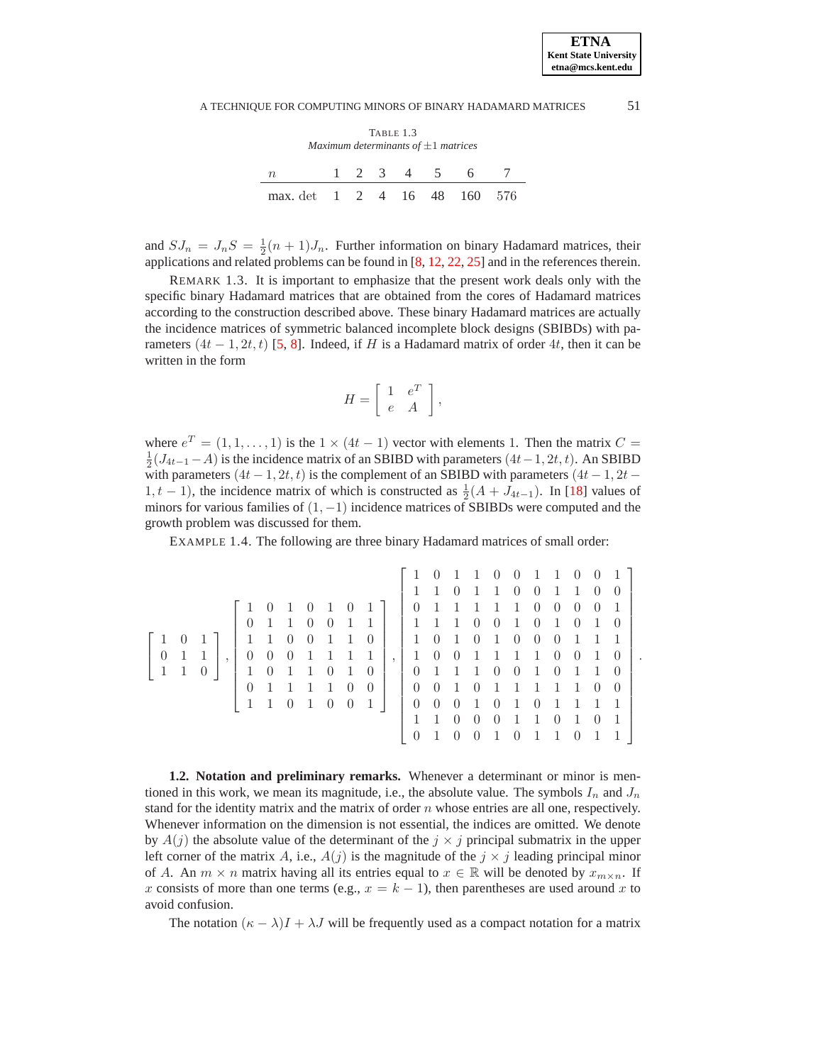TABLE 1.3
*Maximum determinants of* $\pm 1$ *matrices*

| $n$ | 1 | 2 | 3 | 4 | 5 | 6 | 7 |
|---|---|---|---|---|---|---|---|
| max. det | 1 | 2 | 4 | 16 | 48 | 160 | 576 |

and $SJ_n = J_nS = \frac{1}{2}(n+1)J_n$. Further information on binary Hadamard matrices, their applications and related problems can be found in [8, 12, 22, 25] and in the references therein.

REMARK 1.3. It is important to emphasize that the present work deals only with the specific binary Hadamard matrices that are obtained from the cores of Hadamard matrices according to the construction described above. These binary Hadamard matrices are actually the incidence matrices of symmetric balanced incomplete block designs (SBIBDs) with parameters $(4t-1, 2t, t)$ [5, 8]. Indeed, if $H$ is a Hadamard matrix of order $4t$, then it can be written in the form

$$H = \begin{bmatrix} 1 & e^T \\ e & A \end{bmatrix},$$

where $e^T = (1, 1, \ldots, 1)$ is the $1 \times (4t-1)$ vector with elements 1. Then the matrix $C = \frac{1}{2}(J_{4t-1} - A)$ is the incidence matrix of an SBIBD with parameters $(4t-1, 2t, t)$. An SBIBD with parameters $(4t-1, 2t, t)$ is the complement of an SBIBD with parameters $(4t-1, 2t-1, t-1)$, the incidence matrix of which is constructed as $\frac{1}{2}(A + J_{4t-1})$. In [18] values of minors for various families of $(1, -1)$ incidence matrices of SBIBDs were computed and the growth problem was discussed for them.

EXAMPLE 1.4. The following are three binary Hadamard matrices of small order:

$$\begin{bmatrix} 1 & 0 & 1 \\ 0 & 1 & 1 \\ 1 & 1 & 0 \end{bmatrix}, \begin{bmatrix} 1 & 0 & 1 & 0 & 1 & 0 & 1 \\ 0 & 1 & 1 & 0 & 0 & 1 & 1 \\ 1 & 1 & 0 & 0 & 1 & 1 & 0 \\ 0 & 0 & 0 & 1 & 1 & 1 & 1 \\ 1 & 0 & 1 & 1 & 0 & 1 & 0 \\ 0 & 1 & 1 & 1 & 1 & 0 & 0 \\ 1 & 1 & 0 & 1 & 0 & 0 & 1 \end{bmatrix}, \begin{bmatrix} 1 & 0 & 1 & 1 & 0 & 0 & 1 & 1 & 0 & 0 & 1 \\ 1 & 1 & 0 & 1 & 1 & 0 & 0 & 1 & 1 & 0 & 0 \\ 0 & 1 & 1 & 1 & 1 & 1 & 0 & 0 & 0 & 0 & 1 \\ 1 & 1 & 1 & 0 & 0 & 1 & 0 & 1 & 0 & 1 & 0 \\ 1 & 0 & 1 & 0 & 1 & 0 & 0 & 0 & 1 & 1 & 1 \\ 1 & 0 & 0 & 1 & 1 & 1 & 1 & 0 & 0 & 1 & 0 \\ 0 & 1 & 1 & 1 & 0 & 0 & 1 & 0 & 1 & 1 & 0 \\ 0 & 0 & 1 & 0 & 1 & 1 & 1 & 1 & 1 & 0 & 0 \\ 0 & 0 & 0 & 1 & 0 & 1 & 0 & 1 & 1 & 1 & 1 \\ 1 & 1 & 0 & 0 & 0 & 1 & 1 & 0 & 1 & 0 & 1 \\ 0 & 1 & 0 & 0 & 1 & 0 & 1 & 1 & 0 & 1 & 1 \end{bmatrix}.$$

**1.2. Notation and preliminary remarks.** Whenever a determinant or minor is mentioned in this work, we mean its magnitude, i.e., the absolute value. The symbols $I_n$ and $J_n$ stand for the identity matrix and the matrix of order $n$ whose entries are all one, respectively. Whenever information on the dimension is not essential, the indices are omitted. We denote by $A(j)$ the absolute value of the determinant of the $j \times j$ principal submatrix in the upper left corner of the matrix $A$, i.e., $A(j)$ is the magnitude of the $j \times j$ leading principal minor of $A$. An $m \times n$ matrix having all its entries equal to $x \in \mathbb{R}$ will be denoted by $x_{m \times n}$. If $x$ consists of more than one terms (e.g., $x = k - 1$), then parentheses are used around $x$ to avoid confusion.

The notation $(\kappa - \lambda)I + \lambda J$ will be frequently used as a compact notation for a matrix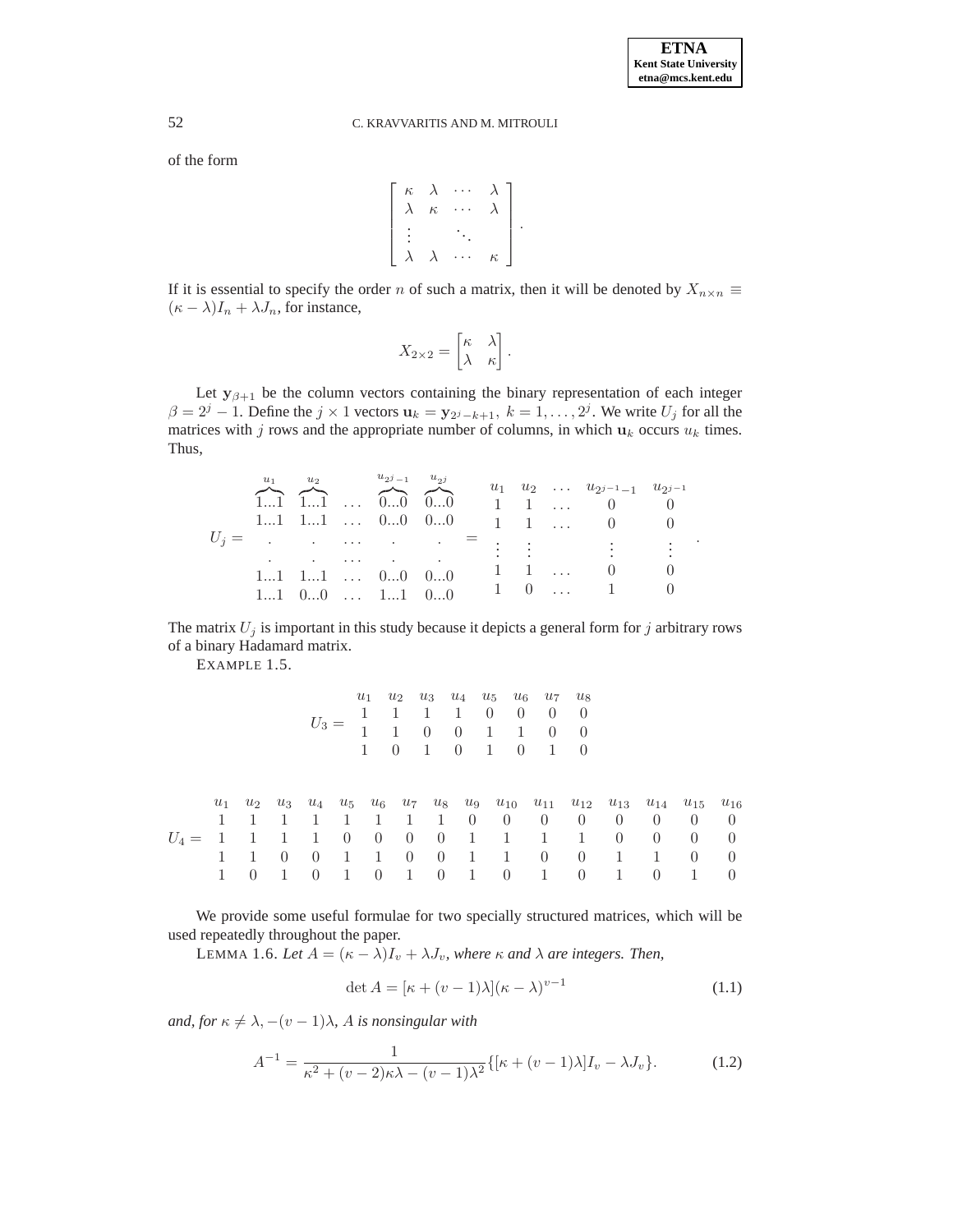of the form

$$\begin{bmatrix} \kappa & \lambda & \cdots & \lambda \\ \lambda & \kappa & \cdots & \lambda \\ \vdots & & \ddots & \\ \lambda & \lambda & \cdots & \kappa \end{bmatrix}.$$

If it is essential to specify the order $n$ of such a matrix, then it will be denoted by $X_{n\times n} \equiv (\kappa - \lambda)I_n + \lambda J_n$, for instance,

$$X_{2\times 2} = \begin{bmatrix} \kappa & \lambda \\ \lambda & \kappa \end{bmatrix}.$$

Let $\mathbf{y}_{\beta+1}$ be the column vectors containing the binary representation of each integer $\beta = 2^j - 1$. Define the $j \times 1$ vectors $\mathbf{u}_k = \mathbf{y}_{2^j-k+1},\ k = 1, \ldots, 2^j$. We write $U_j$ for all the matrices with $j$ rows and the appropriate number of columns, in which $\mathbf{u}_k$ occurs $u_k$ times. Thus,

$$U_j = \begin{matrix} \overbrace{1...1}^{u_1} & \overbrace{1...1}^{u_2} & \ldots & \overbrace{0...0}^{u_{2^j-1}} & \overbrace{0...0}^{u_{2^j}} \\ 1...1 & 1...1 & \ldots & 0...0 & 0...0 \\ . & . & \cdots & . & . \\ . & . & \cdots & . & . \\ 1...1 & 1...1 & \ldots & 0...0 & 0...0 \\ 1...1 & 0...0 & \ldots & 1...1 & 0...0 \end{matrix} = \begin{matrix} u_1 & u_2 & \ldots & u_{2^{j-1}-1} & u_{2^{j-1}} \\ 1 & 1 & \ldots & 0 & 0 \\ 1 & 1 & \ldots & 0 & 0 \\ \vdots & \vdots & & \vdots & \vdots \\ 1 & 1 & \ldots & 0 & 0 \\ 1 & 0 & \ldots & 1 & 0 \end{matrix}.$$

The matrix $U_j$ is important in this study because it depicts a general form for $j$ arbitrary rows of a binary Hadamard matrix.

EXAMPLE 1.5.

$$U_3 = \begin{matrix} u_1 & u_2 & u_3 & u_4 & u_5 & u_6 & u_7 & u_8 \\ 1 & 1 & 1 & 1 & 0 & 0 & 0 & 0 \\ 1 & 1 & 0 & 0 & 1 & 1 & 0 & 0 \\ 1 & 0 & 1 & 0 & 1 & 0 & 1 & 0 \end{matrix}$$

$$U_4 = \begin{matrix} u_1 & u_2 & u_3 & u_4 & u_5 & u_6 & u_7 & u_8 & u_9 & u_{10} & u_{11} & u_{12} & u_{13} & u_{14} & u_{15} & u_{16} \\ 1 & 1 & 1 & 1 & 1 & 1 & 1 & 1 & 0 & 0 & 0 & 0 & 0 & 0 & 0 & 0 \\ 1 & 1 & 1 & 1 & 0 & 0 & 0 & 0 & 1 & 1 & 1 & 1 & 0 & 0 & 0 & 0 \\ 1 & 1 & 0 & 0 & 1 & 1 & 0 & 0 & 1 & 1 & 0 & 0 & 1 & 1 & 0 & 0 \\ 1 & 0 & 1 & 0 & 1 & 0 & 1 & 0 & 1 & 0 & 1 & 0 & 1 & 0 & 1 & 0 \end{matrix}$$

We provide some useful formulae for two specially structured matrices, which will be used repeatedly throughout the paper.

LEMMA 1.6. *Let $A = (\kappa - \lambda)I_v + \lambda J_v$, where $\kappa$ and $\lambda$ are integers. Then,*

$$\det A = [\kappa + (v-1)\lambda](\kappa - \lambda)^{v-1} \tag{1.1}$$

*and, for $\kappa \neq \lambda, -(v-1)\lambda$, $A$ is nonsingular with*

$$A^{-1} = \frac{1}{\kappa^2 + (v-2)\kappa\lambda - (v-1)\lambda^2}\{[\kappa + (v-1)\lambda]I_v - \lambda J_v\}. \tag{1.2}$$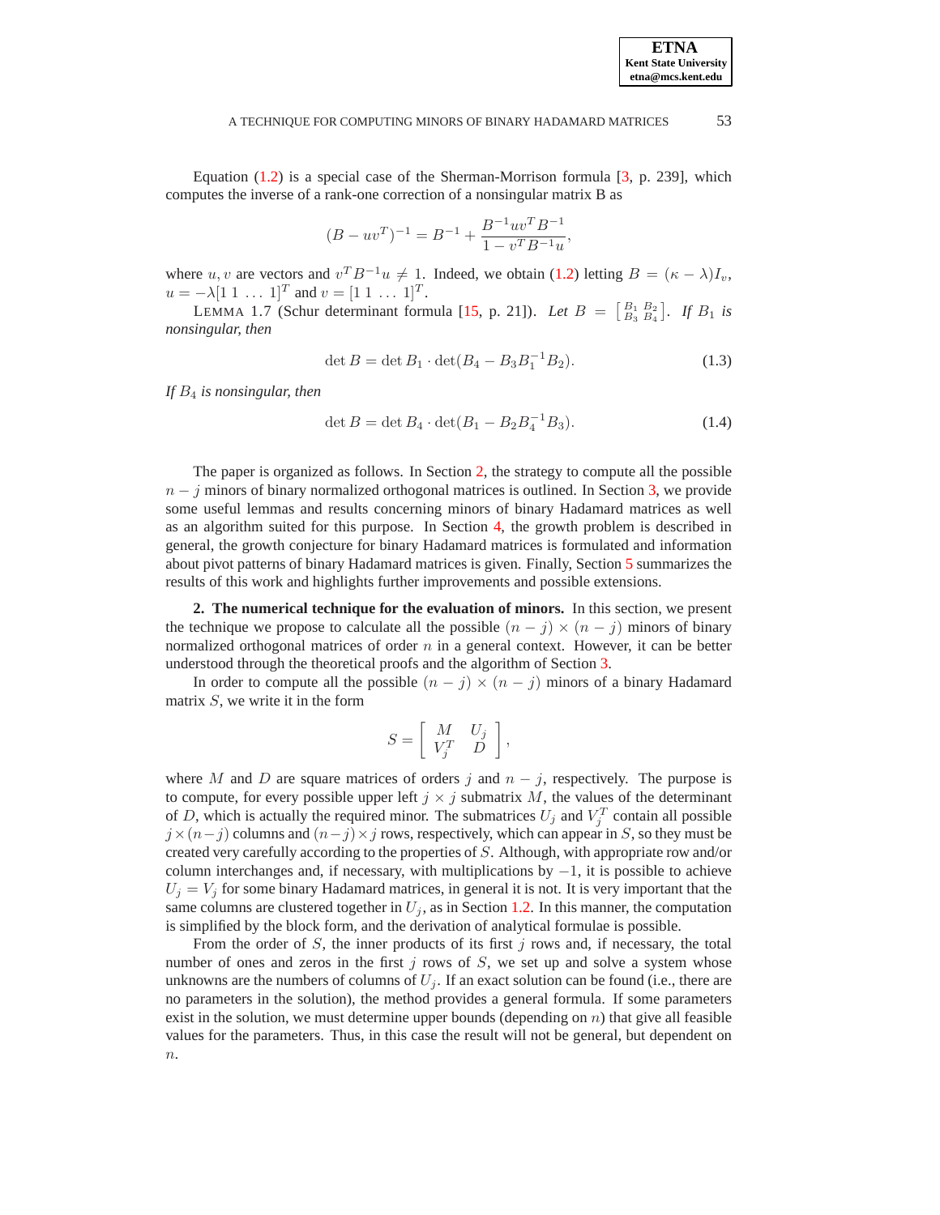Equation (1.2) is a special case of the Sherman-Morrison formula [3, p. 239], which computes the inverse of a rank-one correction of a nonsingular matrix B as

$$(B - uv^T)^{-1} = B^{-1} + \frac{B^{-1}uv^T B^{-1}}{1 - v^T B^{-1} u},$$

where $u, v$ are vectors and $v^T B^{-1} u \neq 1$. Indeed, we obtain (1.2) letting $B = (\kappa - \lambda)I_v$, $u = -\lambda[1\ 1\ \ldots\ 1]^T$ and $v = [1\ 1\ \ldots\ 1]^T$.

LEMMA 1.7 (Schur determinant formula [15, p. 21]). *Let* $B = \left[\begin{smallmatrix} B_1 & B_2 \\ B_3 & B_4 \end{smallmatrix}\right]$. *If* $B_1$ *is nonsingular, then*

$$\det B = \det B_1 \cdot \det(B_4 - B_3 B_1^{-1} B_2). \tag{1.3}$$

*If* $B_4$ *is nonsingular, then*

$$\det B = \det B_4 \cdot \det(B_1 - B_2 B_4^{-1} B_3). \tag{1.4}$$

The paper is organized as follows. In Section 2, the strategy to compute all the possible $n - j$ minors of binary normalized orthogonal matrices is outlined. In Section 3, we provide some useful lemmas and results concerning minors of binary Hadamard matrices as well as an algorithm suited for this purpose. In Section 4, the growth problem is described in general, the growth conjecture for binary Hadamard matrices is formulated and information about pivot patterns of binary Hadamard matrices is given. Finally, Section 5 summarizes the results of this work and highlights further improvements and possible extensions.

**2. The numerical technique for the evaluation of minors.** In this section, we present the technique we propose to calculate all the possible $(n - j) \times (n - j)$ minors of binary normalized orthogonal matrices of order $n$ in a general context. However, it can be better understood through the theoretical proofs and the algorithm of Section 3.

In order to compute all the possible $(n - j) \times (n - j)$ minors of a binary Hadamard matrix $S$, we write it in the form

$$S = \begin{bmatrix} M & U_j \\ V_j^T & D \end{bmatrix},$$

where $M$ and $D$ are square matrices of orders $j$ and $n - j$, respectively. The purpose is to compute, for every possible upper left $j \times j$ submatrix $M$, the values of the determinant of $D$, which is actually the required minor. The submatrices $U_j$ and $V_j^T$ contain all possible $j \times (n-j)$ columns and $(n-j) \times j$ rows, respectively, which can appear in $S$, so they must be created very carefully according to the properties of $S$. Although, with appropriate row and/or column interchanges and, if necessary, with multiplications by $-1$, it is possible to achieve $U_j = V_j$ for some binary Hadamard matrices, in general it is not. It is very important that the same columns are clustered together in $U_j$, as in Section 1.2. In this manner, the computation is simplified by the block form, and the derivation of analytical formulae is possible.

From the order of $S$, the inner products of its first $j$ rows and, if necessary, the total number of ones and zeros in the first $j$ rows of $S$, we set up and solve a system whose unknowns are the numbers of columns of $U_j$. If an exact solution can be found (i.e., there are no parameters in the solution), the method provides a general formula. If some parameters exist in the solution, we must determine upper bounds (depending on $n$) that give all feasible values for the parameters. Thus, in this case the result will not be general, but dependent on $n$.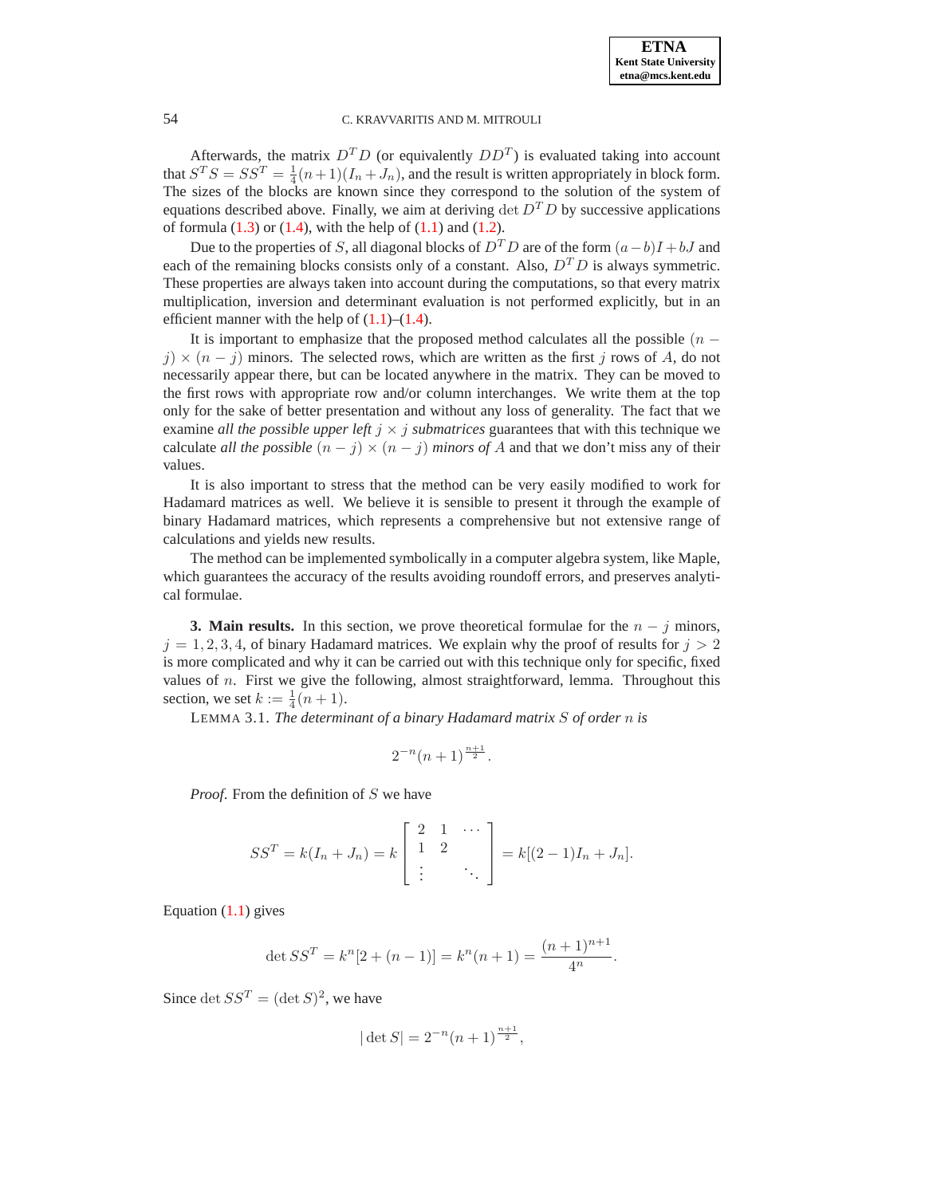Afterwards, the matrix $D^T D$ (or equivalently $DD^T$) is evaluated taking into account that $S^T S = SS^T = \frac{1}{4}(n+1)(I_n + J_n)$, and the result is written appropriately in block form. The sizes of the blocks are known since they correspond to the solution of the system of equations described above. Finally, we aim at deriving $\det D^T D$ by successive applications of formula (1.3) or (1.4), with the help of (1.1) and (1.2).

Due to the properties of $S$, all diagonal blocks of $D^T D$ are of the form $(a-b)I + bJ$ and each of the remaining blocks consists only of a constant. Also, $D^T D$ is always symmetric. These properties are always taken into account during the computations, so that every matrix multiplication, inversion and determinant evaluation is not performed explicitly, but in an efficient manner with the help of (1.1)–(1.4).

It is important to emphasize that the proposed method calculates all the possible $(n-j) \times (n-j)$ minors. The selected rows, which are written as the first $j$ rows of $A$, do not necessarily appear there, but can be located anywhere in the matrix. They can be moved to the first rows with appropriate row and/or column interchanges. We write them at the top only for the sake of better presentation and without any loss of generality. The fact that we examine *all the possible upper left* $j \times j$ *submatrices* guarantees that with this technique we calculate *all the possible* $(n-j) \times (n-j)$ *minors of* $A$ and that we don't miss any of their values.

It is also important to stress that the method can be very easily modified to work for Hadamard matrices as well. We believe it is sensible to present it through the example of binary Hadamard matrices, which represents a comprehensive but not extensive range of calculations and yields new results.

The method can be implemented symbolically in a computer algebra system, like Maple, which guarantees the accuracy of the results avoiding roundoff errors, and preserves analytical formulae.

**3. Main results.** In this section, we prove theoretical formulae for the $n-j$ minors, $j = 1, 2, 3, 4$, of binary Hadamard matrices. We explain why the proof of results for $j > 2$ is more complicated and why it can be carried out with this technique only for specific, fixed values of $n$. First we give the following, almost straightforward, lemma. Throughout this section, we set $k := \frac{1}{4}(n+1)$.

LEMMA 3.1. *The determinant of a binary Hadamard matrix $S$ of order $n$ is*

$$2^{-n}(n+1)^{\frac{n+1}{2}}.$$

*Proof.* From the definition of $S$ we have

$$SS^T = k(I_n + J_n) = k \begin{bmatrix} 2 & 1 & \cdots \\ 1 & 2 & \\ \vdots & & \ddots \end{bmatrix} = k[(2-1)I_n + J_n].$$

Equation (1.1) gives

$$\det SS^T = k^n[2 + (n-1)] = k^n(n+1) = \frac{(n+1)^{n+1}}{4^n}.$$

Since $\det SS^T = (\det S)^2$, we have

$$|\det S| = 2^{-n}(n+1)^{\frac{n+1}{2}},$$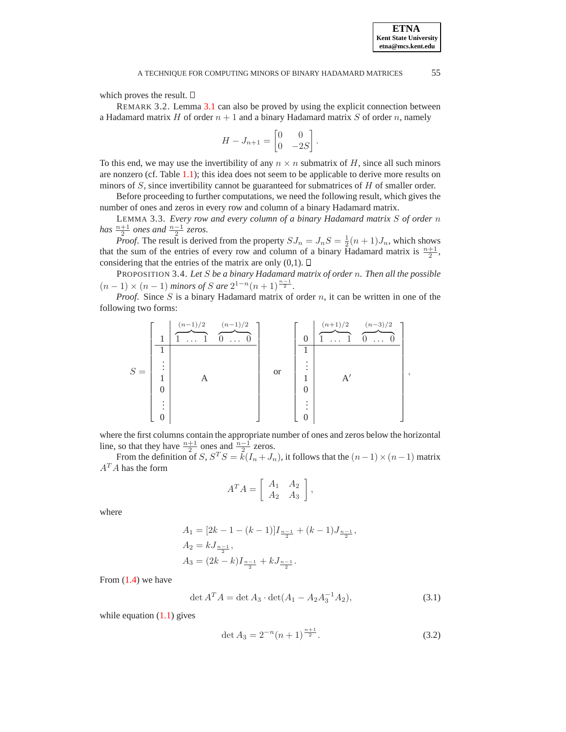which proves the result. □

REMARK 3.2. Lemma 3.1 can also be proved by using the explicit connection between a Hadamard matrix $H$ of order $n+1$ and a binary Hadamard matrix $S$ of order $n$, namely

$$H - J_{n+1} = \begin{bmatrix} 0 & 0 \\ 0 & -2S \end{bmatrix}.$$

To this end, we may use the invertibility of any $n \times n$ submatrix of $H$, since all such minors are nonzero (cf. Table 1.1); this idea does not seem to be applicable to derive more results on minors of $S$, since invertibility cannot be guaranteed for submatrices of $H$ of smaller order.

Before proceeding to further computations, we need the following result, which gives the number of ones and zeros in every row and column of a binary Hadamard matrix.

LEMMA 3.3. *Every row and every column of a binary Hadamard matrix $S$ of order $n$ has $\frac{n+1}{2}$ ones and $\frac{n-1}{2}$ zeros.*

*Proof*. The result is derived from the property $SJ_n = J_nS = \frac{1}{2}(n+1)J_n$, which shows that the sum of the entries of every row and column of a binary Hadamard matrix is $\frac{n+1}{2}$, considering that the entries of the matrix are only (0,1). □

PROPOSITION 3.4. *Let $S$ be a binary Hadamard matrix of order $n$. Then all the possible $(n-1)\times(n-1)$ minors of $S$ are $2^{1-n}(n+1)^{\frac{n-1}{2}}$.*

*Proof*. Since $S$ is a binary Hadamard matrix of order $n$, it can be written in one of the following two forms:

$$S = \left[\begin{array}{c|cccccc} 1 & \overbrace{1 \; \ldots \; 1}^{(n-1)/2} & & \overbrace{0 \; \ldots \; 0}^{(n-1)/2} \\ \hline 1 & & & \\ \vdots & & & \\ 1 & & \mathrm{A} & \\ 0 & & & \\ \vdots & & & \\ 0 & & & \end{array}\right] \quad \text{or} \quad \left[\begin{array}{c|cccccc} 0 & \overbrace{1 \; \ldots \; 1}^{(n+1)/2} & & \overbrace{0 \; \ldots \; 0}^{(n-3)/2} \\ \hline 1 & & & \\ \vdots & & & \\ 1 & & \mathrm{A}' & \\ 0 & & & \\ \vdots & & & \\ 0 & & & \end{array}\right],$$

where the first columns contain the appropriate number of ones and zeros below the horizontal line, so that they have $\frac{n+1}{2}$ ones and $\frac{n-1}{2}$ zeros.

From the definition of $S$, $S^TS = k(I_n + J_n)$, it follows that the $(n-1)\times(n-1)$ matrix $A^TA$ has the form

$$A^TA = \begin{bmatrix} A_1 & A_2 \\ A_2 & A_3 \end{bmatrix},$$

where

$$\begin{aligned} A_1 &= [2k - 1 - (k-1)]I_{\frac{n-1}{2}} + (k-1)J_{\frac{n-1}{2}}, \\ A_2 &= kJ_{\frac{n-1}{2}}, \\ A_3 &= (2k-k)I_{\frac{n-1}{2}} + kJ_{\frac{n-1}{2}}. \end{aligned}$$

From (1.4) we have

$$\det A^TA = \det A_3 \cdot \det(A_1 - A_2A_3^{-1}A_2), \tag{3.1}$$

while equation (1.1) gives

$$\det A_3 = 2^{-n}(n+1)^{\frac{n+1}{2}}. \tag{3.2}$$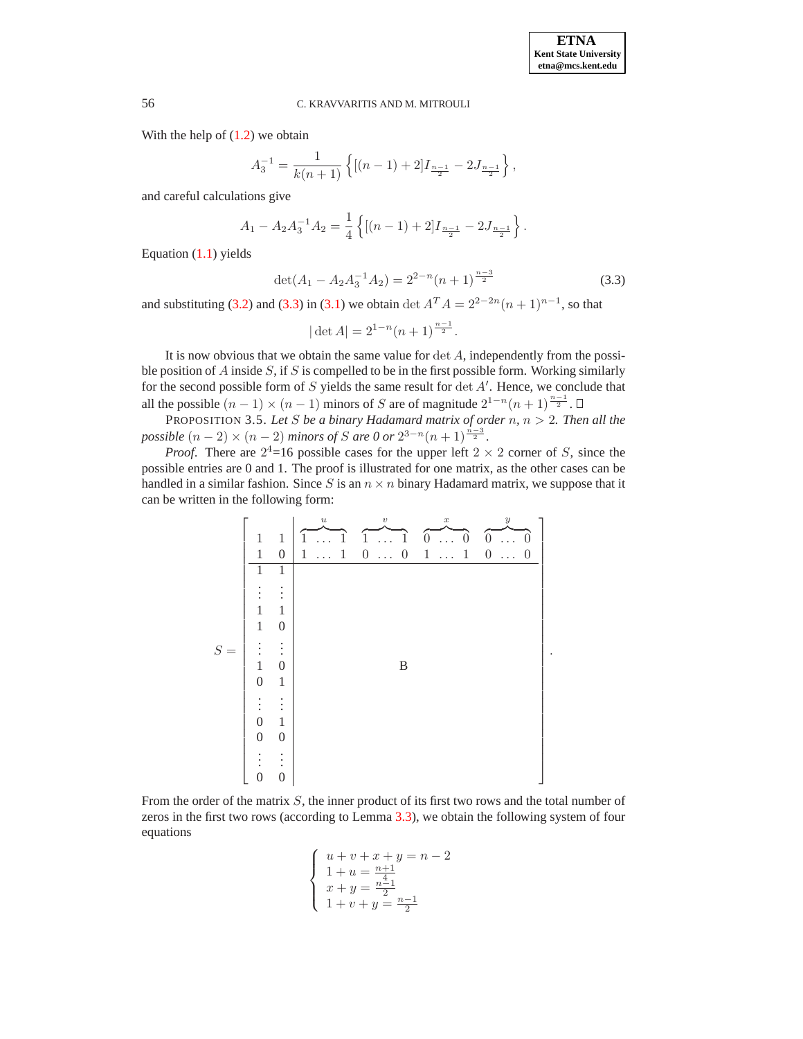With the help of (1.2) we obtain

$$A_3^{-1} = \frac{1}{k(n+1)} \left\{ [(n-1)+2] I_{\frac{n-1}{2}} - 2J_{\frac{n-1}{2}} \right\},$$

and careful calculations give

$$A_1 - A_2 A_3^{-1} A_2 = \frac{1}{4} \left\{ [(n-1)+2] I_{\frac{n-1}{2}} - 2J_{\frac{n-1}{2}} \right\}.$$

Equation (1.1) yields

$$\det(A_1 - A_2 A_3^{-1} A_2) = 2^{2-n}(n+1)^{\frac{n-3}{2}} \tag{3.3}$$

and substituting (3.2) and (3.3) in (3.1) we obtain $\det A^T A = 2^{2-2n}(n+1)^{n-1}$, so that

$$|\det A| = 2^{1-n}(n+1)^{\frac{n-1}{2}}.$$

It is now obvious that we obtain the same value for $\det A$, independently from the possible position of $A$ inside $S$, if $S$ is compelled to be in the first possible form. Working similarly for the second possible form of $S$ yields the same result for $\det A'$. Hence, we conclude that all the possible $(n-1)\times(n-1)$ minors of $S$ are of magnitude $2^{1-n}(n+1)^{\frac{n-1}{2}}$. $\square$

PROPOSITION 3.5. *Let $S$ be a binary Hadamard matrix of order $n$, $n > 2$. Then all the possible $(n-2)\times(n-2)$ minors of $S$ are 0 or $2^{3-n}(n+1)^{\frac{n-3}{2}}$.*

*Proof.* There are $2^4$=16 possible cases for the upper left $2\times 2$ corner of $S$, since the possible entries are 0 and 1. The proof is illustrated for one matrix, as the other cases can be handled in a similar fashion. Since $S$ is an $n\times n$ binary Hadamard matrix, we suppose that it can be written in the following form:

$$S = \left[\begin{array}{cc|cccc}
1 & 1 & \overbrace{1\ \dots\ 1}^{u} & \overbrace{1\ \dots\ 1}^{v} & \overbrace{0\ \dots\ 0}^{x} & \overbrace{0\ \dots\ 0}^{y} \\
1 & 0 & 1\ \dots\ 1 & 0\ \dots\ 0 & 1\ \dots\ 1 & 0\ \dots\ 0 \\
\hline
1 & 1 & & & & \\
\vdots & \vdots & & & & \\
1 & 1 & & & & \\
1 & 0 & & & & \\
\vdots & \vdots & & & & \\
1 & 0 & & \text{B} & & \\
0 & 1 & & & & \\
\vdots & \vdots & & & & \\
0 & 1 & & & & \\
0 & 0 & & & & \\
\vdots & \vdots & & & & \\
0 & 0 & & & & 
\end{array}\right].$$

From the order of the matrix $S$, the inner product of its first two rows and the total number of zeros in the first two rows (according to Lemma 3.3), we obtain the following system of four equations

$$\begin{cases} u+v+x+y = n-2 \\ 1+u = \frac{n+1}{4} \\ x+y = \frac{n-1}{2} \\ 1+v+y = \frac{n-1}{2} \end{cases}$$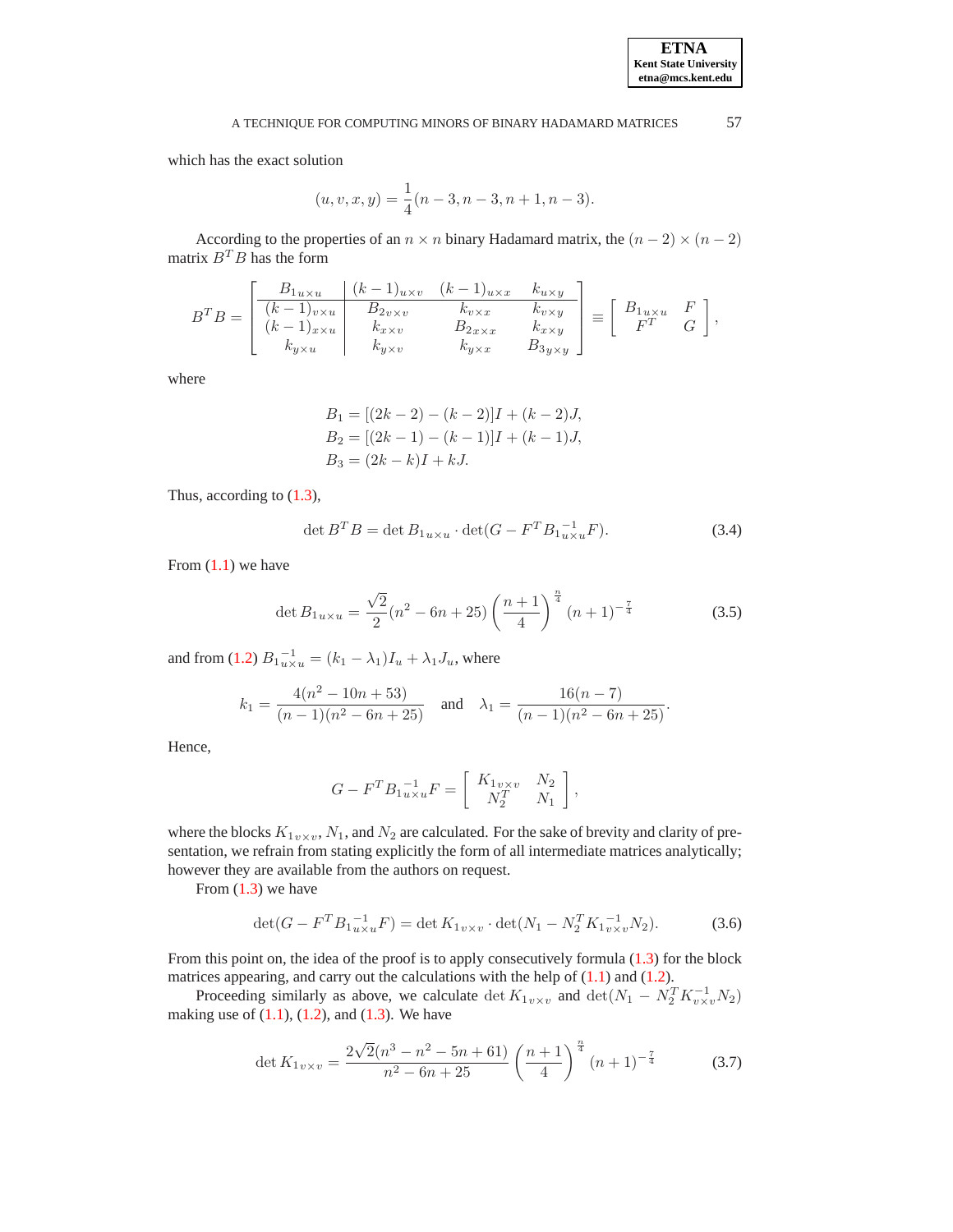which has the exact solution

$$(u, v, x, y) = \frac{1}{4}(n-3, n-3, n+1, n-3).$$

According to the properties of an $n \times n$ binary Hadamard matrix, the $(n-2) \times (n-2)$ matrix $B^T B$ has the form

$$B^T B = \left[\begin{array}{c|ccc} B_{1_{u\times u}} & (k-1)_{u\times v} & (k-1)_{u\times x} & k_{u\times y} \\ \hline (k-1)_{v\times u} & B_{2_{v\times v}} & k_{v\times x} & k_{v\times y} \\ (k-1)_{x\times u} & k_{x\times v} & B_{2_{x\times x}} & k_{x\times y} \\ k_{y\times u} & k_{y\times v} & k_{y\times x} & B_{3_{y\times y}} \end{array}\right] \equiv \left[\begin{array}{cc} B_{1_{u\times u}} & F \\ F^T & G \end{array}\right],$$

where

$$B_1 = [(2k-2) - (k-2)]I + (k-2)J,$$
$$B_2 = [(2k-1) - (k-1)]I + (k-1)J,$$
$$B_3 = (2k-k)I + kJ.$$

Thus, according to (1.3),

$$\det B^T B = \det B_{1_{u\times u}} \cdot \det(G - F^T B_{1_{u\times u}}^{-1} F). \tag{3.4}$$

From (1.1) we have

$$\det B_{1_{u\times u}} = \frac{\sqrt{2}}{2}(n^2 - 6n + 25)\left(\frac{n+1}{4}\right)^{\frac{n}{4}} (n+1)^{-\frac{7}{4}} \tag{3.5}$$

and from (1.2) $B_{1_{u\times u}}^{-1} = (k_1 - \lambda_1)I_u + \lambda_1 J_u$, where

$$k_1 = \frac{4(n^2 - 10n + 53)}{(n-1)(n^2 - 6n + 25)} \quad \text{and} \quad \lambda_1 = \frac{16(n-7)}{(n-1)(n^2 - 6n + 25)}.$$

Hence,

$$G - F^T B_{1_{u\times u}}^{-1} F = \left[\begin{array}{cc} K_{1_{v\times v}} & N_2 \\ N_2^T & N_1 \end{array}\right],$$

where the blocks $K_{1_{v\times v}}$, $N_1$, and $N_2$ are calculated. For the sake of brevity and clarity of presentation, we refrain from stating explicitly the form of all intermediate matrices analytically; however they are available from the authors on request.

From (1.3) we have

$$\det(G - F^T B_{1_{u\times u}}^{-1} F) = \det K_{1_{v\times v}} \cdot \det(N_1 - N_2^T K_{1_{v\times v}}^{-1} N_2). \tag{3.6}$$

From this point on, the idea of the proof is to apply consecutively formula (1.3) for the block matrices appearing, and carry out the calculations with the help of (1.1) and (1.2).

Proceeding similarly as above, we calculate $\det K_{1_{v\times v}}$ and $\det(N_1 - N_2^T K_{v\times v}^{-1} N_2)$ making use of (1.1), (1.2), and (1.3). We have

$$\det K_{1_{v\times v}} = \frac{2\sqrt{2}(n^3 - n^2 - 5n + 61)}{n^2 - 6n + 25}\left(\frac{n+1}{4}\right)^{\frac{n}{4}} (n+1)^{-\frac{7}{4}} \tag{3.7}$$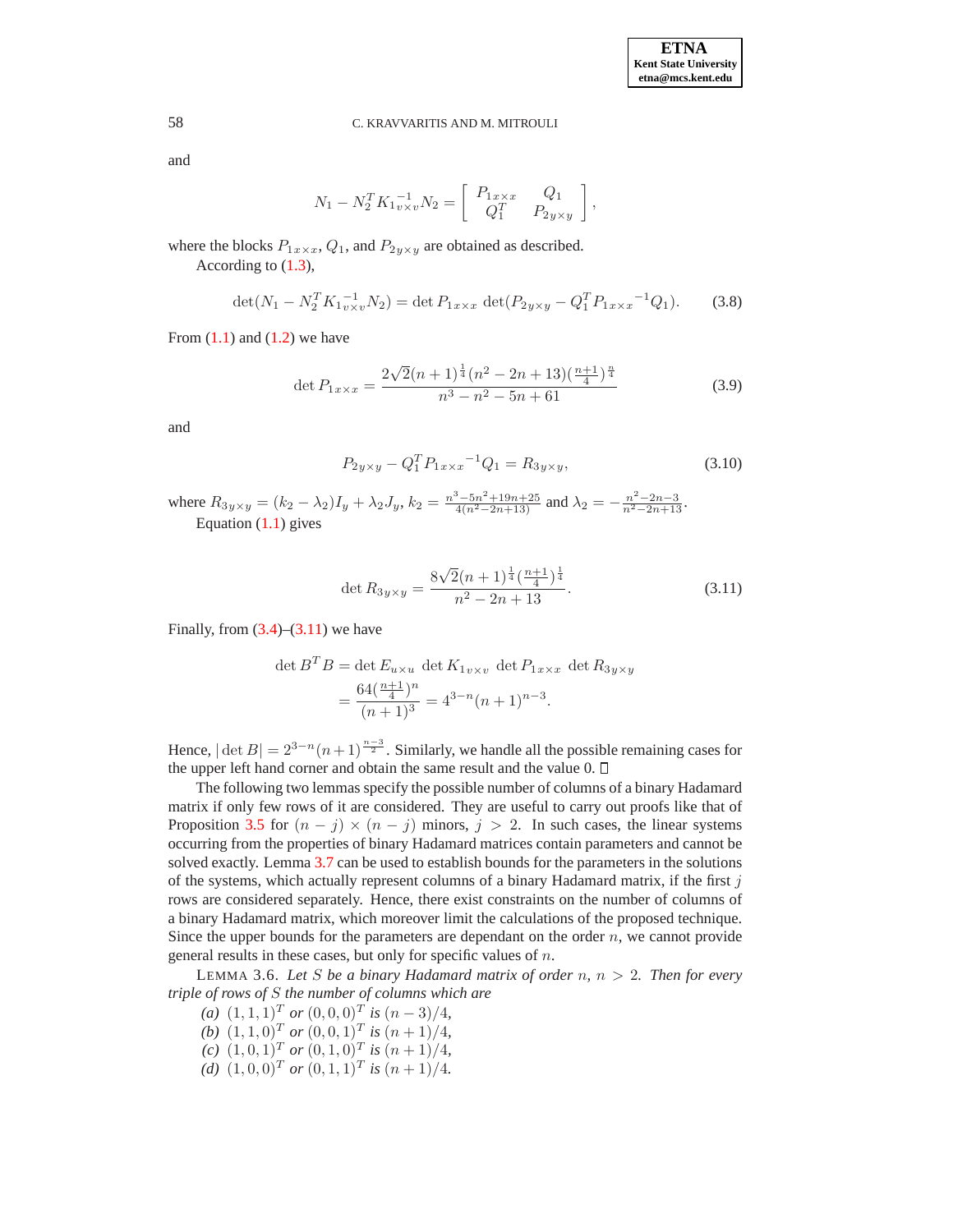and

$$N_1 - N_2^T K_{1_{v\times v}}^{-1} N_2 = \begin{bmatrix} P_{1_{x\times x}} & Q_1 \\ Q_1^T & P_{2_{y\times y}} \end{bmatrix},$$

where the blocks $P_{1_{x\times x}}$, $Q_1$, and $P_{2_{y\times y}}$ are obtained as described.

According to (1.3),

$$\det(N_1 - N_2^T K_{1_{v\times v}}^{-1} N_2) = \det P_{1_{x\times x}} \det(P_{2_{y\times y}} - Q_1^T {P_{1_{x\times x}}}^{-1} Q_1). \tag{3.8}$$

From (1.1) and (1.2) we have

$$\det P_{1_{x\times x}} = \frac{2\sqrt{2}(n+1)^{\frac{1}{4}}(n^2-2n+13)(\frac{n+1}{4})^{\frac{n}{4}}}{n^3-n^2-5n+61} \tag{3.9}$$

and

$$P_{2_{y\times y}} - Q_1^T {P_{1_{x\times x}}}^{-1} Q_1 = R_{3_{y\times y}}, \tag{3.10}$$

where $R_{3_{y\times y}} = (k_2 - \lambda_2)I_y + \lambda_2 J_y$, $k_2 = \frac{n^3-5n^2+19n+25}{4(n^2-2n+13)}$ and $\lambda_2 = -\frac{n^2-2n-3}{n^2-2n+13}$.

Equation (1.1) gives

$$\det R_{3_{y\times y}} = \frac{8\sqrt{2}(n+1)^{\frac{1}{4}}(\frac{n+1}{4})^{\frac{1}{4}}}{n^2-2n+13}. \tag{3.11}$$

Finally, from (3.4)–(3.11) we have

$$\begin{aligned}
\det B^T B &= \det E_{u\times u} \det K_{1_{v\times v}} \det P_{1_{x\times x}} \det R_{3_{y\times y}} \\
&= \frac{64(\frac{n+1}{4})^n}{(n+1)^3} = 4^{3-n}(n+1)^{n-3}.
\end{aligned}$$

Hence, $|\det B| = 2^{3-n}(n+1)^{\frac{n-3}{2}}$. Similarly, we handle all the possible remaining cases for the upper left hand corner and obtain the same result and the value 0. □

The following two lemmas specify the possible number of columns of a binary Hadamard matrix if only few rows of it are considered. They are useful to carry out proofs like that of Proposition 3.5 for $(n-j)\times(n-j)$ minors, $j > 2$. In such cases, the linear systems occurring from the properties of binary Hadamard matrices contain parameters and cannot be solved exactly. Lemma 3.7 can be used to establish bounds for the parameters in the solutions of the systems, which actually represent columns of a binary Hadamard matrix, if the first $j$ rows are considered separately. Hence, there exist constraints on the number of columns of a binary Hadamard matrix, which moreover limit the calculations of the proposed technique. Since the upper bounds for the parameters are dependant on the order $n$, we cannot provide general results in these cases, but only for specific values of $n$.

LEMMA 3.6. *Let $S$ be a binary Hadamard matrix of order $n$, $n > 2$. Then for every triple of rows of $S$ the number of columns which are*

*(a)* $(1,1,1)^T$ *or* $(0,0,0)^T$ *is* $(n-3)/4$,
*(b)* $(1,1,0)^T$ *or* $(0,0,1)^T$ *is* $(n+1)/4$,
*(c)* $(1,0,1)^T$ *or* $(0,1,0)^T$ *is* $(n+1)/4$,
*(d)* $(1,0,0)^T$ *or* $(0,1,1)^T$ *is* $(n+1)/4$.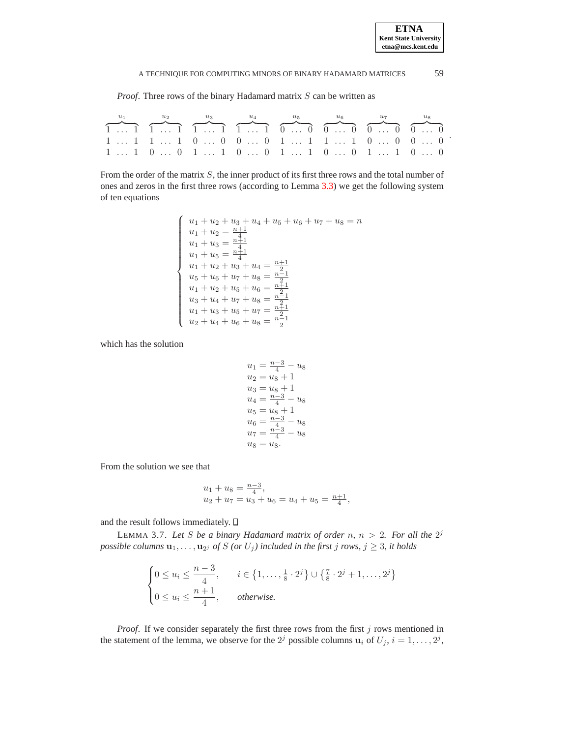*Proof*. Three rows of the binary Hadamard matrix $S$ can be written as

$$
\begin{array}{cccccccc}
\overbrace{1 \ \dots \ 1}^{u_1} & \overbrace{1 \ \dots \ 1}^{u_2} & \overbrace{1 \ \dots \ 1}^{u_3} & \overbrace{1 \ \dots \ 1}^{u_4} & \overbrace{0 \ \dots \ 0}^{u_5} & \overbrace{0 \ \dots \ 0}^{u_6} & \overbrace{0 \ \dots \ 0}^{u_7} & \overbrace{0 \ \dots \ 0}^{u_8} \\
1 \ \dots \ 1 & 1 \ \dots \ 1 & 0 \ \dots \ 0 & 0 \ \dots \ 0 & 1 \ \dots \ 1 & 1 \ \dots \ 1 & 0 \ \dots \ 0 & 0 \ \dots \ 0 \\
1 \ \dots \ 1 & 0 \ \dots \ 0 & 1 \ \dots \ 1 & 0 \ \dots \ 0 & 1 \ \dots \ 1 & 0 \ \dots \ 0 & 1 \ \dots \ 1 & 0 \ \dots \ 0
\end{array}.
$$

From the order of the matrix $S$, the inner product of its first three rows and the total number of ones and zeros in the first three rows (according to Lemma 3.3) we get the following system of ten equations

$$
\begin{cases}
u_1 + u_2 + u_3 + u_4 + u_5 + u_6 + u_7 + u_8 = n \\
u_1 + u_2 = \frac{n+1}{4} \\
u_1 + u_3 = \frac{n+1}{4} \\
u_1 + u_5 = \frac{n+1}{4} \\
u_1 + u_2 + u_3 + u_4 = \frac{n+1}{2} \\
u_5 + u_6 + u_7 + u_8 = \frac{n-1}{2} \\
u_1 + u_2 + u_5 + u_6 = \frac{n+1}{2} \\
u_3 + u_4 + u_7 + u_8 = \frac{n-1}{2} \\
u_1 + u_3 + u_5 + u_7 = \frac{n+1}{2} \\
u_2 + u_4 + u_6 + u_8 = \frac{n-1}{2}
\end{cases}
$$

which has the solution

$$
\begin{aligned}
u_1 &= \tfrac{n-3}{4} - u_8 \\
u_2 &= u_8 + 1 \\
u_3 &= u_8 + 1 \\
u_4 &= \tfrac{n-3}{4} - u_8 \\
u_5 &= u_8 + 1 \\
u_6 &= \tfrac{n-3}{4} - u_8 \\
u_7 &= \tfrac{n-3}{4} - u_8 \\
u_8 &= u_8.
\end{aligned}
$$

From the solution we see that

$$
\begin{aligned}
&u_1 + u_8 = \tfrac{n-3}{4}, \\
&u_2 + u_7 = u_3 + u_6 = u_4 + u_5 = \tfrac{n+1}{4},
\end{aligned}
$$

and the result follows immediately. □

LEMMA 3.7. *Let $S$ be a binary Hadamard matrix of order $n$, $n > 2$. For all the $2^j$ possible columns $\mathbf{u}_1, \dots, \mathbf{u}_{2^j}$ of $S$ (or $U_j$) included in the first $j$ rows, $j \geq 3$, it holds*

$$
\begin{cases}
0 \leq u_i \leq \dfrac{n-3}{4}, & i \in \left\{1, \dots, \frac{1}{8} \cdot 2^j\right\} \cup \left\{\frac{7}{8} \cdot 2^j + 1, \dots, 2^j\right\} \\
0 \leq u_i \leq \dfrac{n+1}{4}, & \textit{otherwise.}
\end{cases}
$$

*Proof*. If we consider separately the first three rows from the first $j$ rows mentioned in the statement of the lemma, we observe for the $2^j$ possible columns $\mathbf{u}_i$ of $U_j$, $i = 1, \dots, 2^j$,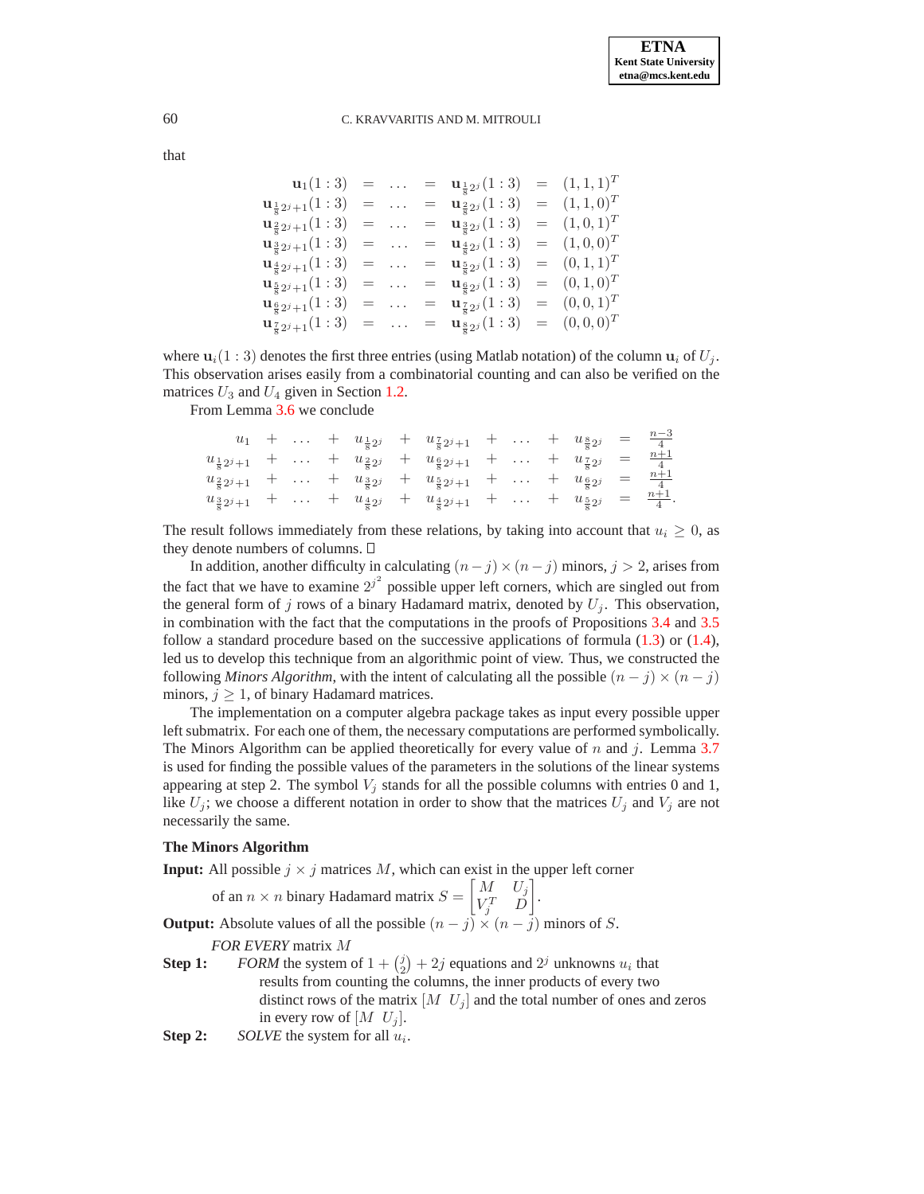that

$$
\begin{array}{rcccccl}
\mathbf{u}_1(1:3) & = & \dots & = & \mathbf{u}_{\frac{1}{8}2^j}(1:3) & = & (1,1,1)^T \\
\mathbf{u}_{\frac{1}{8}2^j+1}(1:3) & = & \dots & = & \mathbf{u}_{\frac{2}{8}2^j}(1:3) & = & (1,1,0)^T \\
\mathbf{u}_{\frac{2}{8}2^j+1}(1:3) & = & \dots & = & \mathbf{u}_{\frac{3}{8}2^j}(1:3) & = & (1,0,1)^T \\
\mathbf{u}_{\frac{3}{8}2^j+1}(1:3) & = & \dots & = & \mathbf{u}_{\frac{4}{8}2^j}(1:3) & = & (1,0,0)^T \\
\mathbf{u}_{\frac{4}{8}2^j+1}(1:3) & = & \dots & = & \mathbf{u}_{\frac{5}{8}2^j}(1:3) & = & (0,1,1)^T \\
\mathbf{u}_{\frac{5}{8}2^j+1}(1:3) & = & \dots & = & \mathbf{u}_{\frac{6}{8}2^j}(1:3) & = & (0,1,0)^T \\
\mathbf{u}_{\frac{6}{8}2^j+1}(1:3) & = & \dots & = & \mathbf{u}_{\frac{7}{8}2^j}(1:3) & = & (0,0,1)^T \\
\mathbf{u}_{\frac{7}{8}2^j+1}(1:3) & = & \dots & = & \mathbf{u}_{\frac{8}{8}2^j}(1:3) & = & (0,0,0)^T
\end{array}
$$

where $\mathbf{u}_i(1:3)$ denotes the first three entries (using Matlab notation) of the column $\mathbf{u}_i$ of $U_j$. This observation arises easily from a combinatorial counting and can also be verified on the matrices $U_3$ and $U_4$ given in Section 1.2.

From Lemma 3.6 we conclude

$$
\begin{array}{ccccccccccc}
u_1 & + & \dots & + & u_{\frac{1}{8}2^j} & + & u_{\frac{7}{8}2^j+1} & + & \dots & + & u_{\frac{8}{8}2^j} & = & \frac{n-3}{4} \\
u_{\frac{1}{8}2^j+1} & + & \dots & + & u_{\frac{2}{8}2^j} & + & u_{\frac{6}{8}2^j+1} & + & \dots & + & u_{\frac{7}{8}2^j} & = & \frac{n+1}{4} \\
u_{\frac{2}{8}2^j+1} & + & \dots & + & u_{\frac{3}{8}2^j} & + & u_{\frac{5}{8}2^j+1} & + & \dots & + & u_{\frac{6}{8}2^j} & = & \frac{n+1}{4} \\
u_{\frac{3}{8}2^j+1} & + & \dots & + & u_{\frac{4}{8}2^j} & + & u_{\frac{4}{8}2^j+1} & + & \dots & + & u_{\frac{5}{8}2^j} & = & \frac{n+1}{4}.
\end{array}
$$

The result follows immediately from these relations, by taking into account that $u_i \geq 0$, as they denote numbers of columns. □

In addition, another difficulty in calculating $(n-j)\times(n-j)$ minors, $j > 2$, arises from the fact that we have to examine $2^{j^2}$ possible upper left corners, which are singled out from the general form of $j$ rows of a binary Hadamard matrix, denoted by $U_j$. This observation, in combination with the fact that the computations in the proofs of Propositions 3.4 and 3.5 follow a standard procedure based on the successive applications of formula (1.3) or (1.4), led us to develop this technique from an algorithmic point of view. Thus, we constructed the following *Minors Algorithm*, with the intent of calculating all the possible $(n-j)\times(n-j)$ minors, $j \geq 1$, of binary Hadamard matrices.

The implementation on a computer algebra package takes as input every possible upper left submatrix. For each one of them, the necessary computations are performed symbolically. The Minors Algorithm can be applied theoretically for every value of $n$ and $j$. Lemma 3.7 is used for finding the possible values of the parameters in the solutions of the linear systems appearing at step 2. The symbol $V_j$ stands for all the possible columns with entries 0 and 1, like $U_j$; we choose a different notation in order to show that the matrices $U_j$ and $V_j$ are not necessarily the same.

**The Minors Algorithm**

**Input:** All possible $j\times j$ matrices $M$, which can exist in the upper left corner of an $n\times n$ binary Hadamard matrix $S = \begin{bmatrix} M & U_j \\ V_j^T & D \end{bmatrix}$.

**Output:** Absolute values of all the possible $(n-j)\times(n-j)$ minors of $S$.

*FOR EVERY* matrix $M$

**Step 1:** *FORM* the system of $1+\binom{j}{2}+2j$ equations and $2^j$ unknowns $u_i$ that results from counting the columns, the inner products of every two distinct rows of the matrix $[M \;\; U_j]$ and the total number of ones and zeros in every row of $[M \;\; U_j]$.

**Step 2:** *SOLVE* the system for all $u_i$.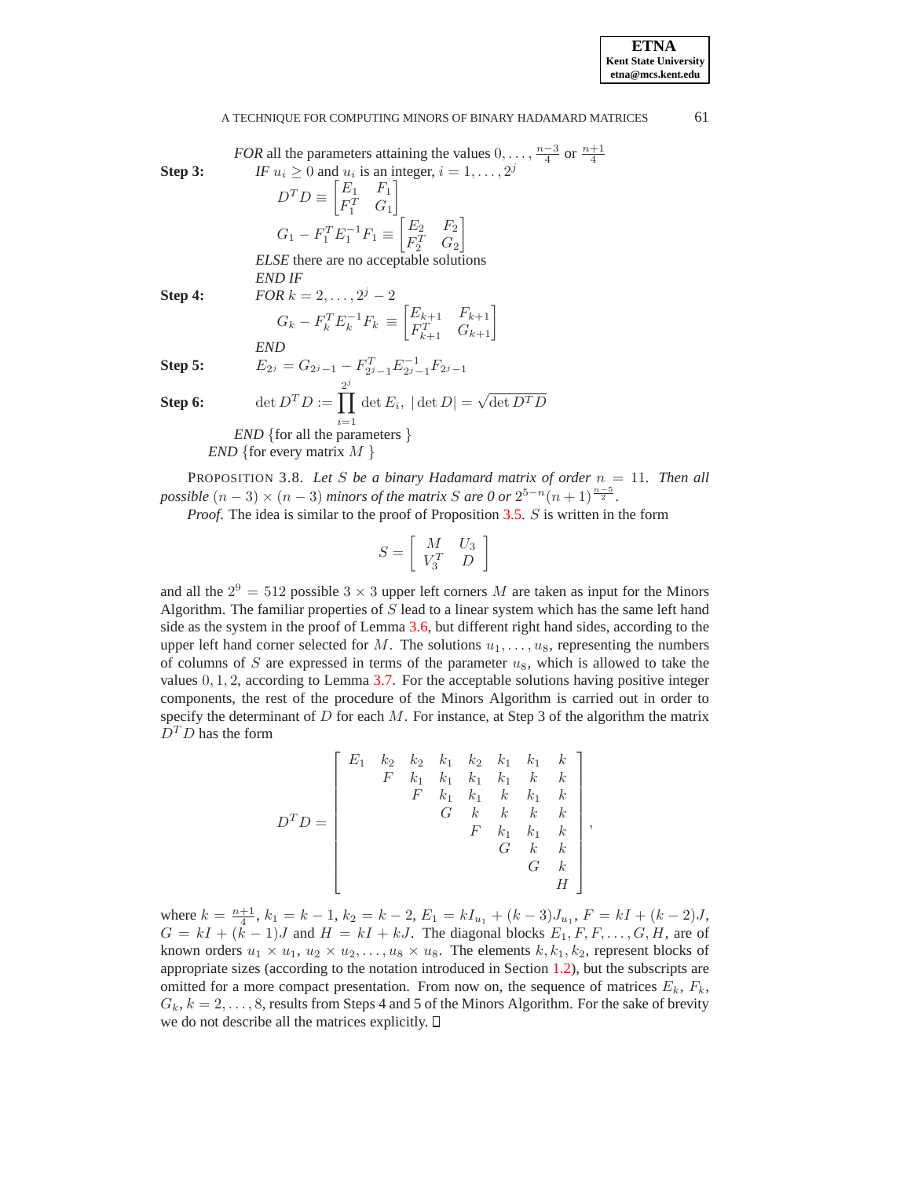*FOR* all the parameters attaining the values $0, \ldots, \frac{n-3}{4}$ or $\frac{n+1}{4}$

**Step 3:** *IF* $u_i \geq 0$ and $u_i$ is an integer, $i = 1, \ldots, 2^j$

$$D^T D \equiv \begin{bmatrix} E_1 & F_1 \\ F_1^T & G_1 \end{bmatrix}$$

$$G_1 - F_1^T E_1^{-1} F_1 \equiv \begin{bmatrix} E_2 & F_2 \\ F_2^T & G_2 \end{bmatrix}$$

*ELSE* there are no acceptable solutions

*END IF*

**Step 4:** *FOR* $k = 2, \ldots, 2^j - 2$

$$G_k - F_k^T E_k^{-1} F_k \equiv \begin{bmatrix} E_{k+1} & F_{k+1} \\ F_{k+1}^T & G_{k+1} \end{bmatrix}$$

*END*

**Step 5:** $E_{2^j} = G_{2^j-1} - F_{2^j-1}^T E_{2^j-1}^{-1} F_{2^j-1}$

**Step 6:** $\det D^T D := \prod_{i=1}^{2^j} \det E_i, \; |\det D| = \sqrt{\det D^T D}$

*END* {for all the parameters }

*END* {for every matrix $M$ }

PROPOSITION 3.8. *Let $S$ be a binary Hadamard matrix of order $n = 11$. Then all possible $(n-3) \times (n-3)$ minors of the matrix $S$ are 0 or $2^{5-n}(n+1)^{\frac{n-5}{2}}$.*

*Proof.* The idea is similar to the proof of Proposition 3.5. $S$ is written in the form

$$S = \begin{bmatrix} M & U_3 \\ V_3^T & D \end{bmatrix}$$

and all the $2^9 = 512$ possible $3 \times 3$ upper left corners $M$ are taken as input for the Minors Algorithm. The familiar properties of $S$ lead to a linear system which has the same left hand side as the system in the proof of Lemma 3.6, but different right hand sides, according to the upper left hand corner selected for $M$. The solutions $u_1, \ldots, u_8$, representing the numbers of columns of $S$ are expressed in terms of the parameter $u_8$, which is allowed to take the values $0, 1, 2$, according to Lemma 3.7. For the acceptable solutions having positive integer components, the rest of the procedure of the Minors Algorithm is carried out in order to specify the determinant of $D$ for each $M$. For instance, at Step 3 of the algorithm the matrix $D^T D$ has the form

$$D^T D = \begin{bmatrix} E_1 & k_2 & k_2 & k_1 & k_2 & k_1 & k_1 & k \\ & F & k_1 & k_1 & k_1 & k_1 & k & k \\ & & F & k_1 & k_1 & k & k_1 & k \\ & & & G & k & k & k & k \\ & & & & F & k_1 & k_1 & k \\ & & & & & G & k & k \\ & & & & & & G & k \\ & & & & & & & H \end{bmatrix},$$

where $k = \frac{n+1}{4}$, $k_1 = k - 1$, $k_2 = k - 2$, $E_1 = kI_{u_1} + (k-3)J_{u_1}$, $F = kI + (k-2)J$, $G = kI + (k-1)J$ and $H = kI + kJ$. The diagonal blocks $E_1, F, F, \ldots, G, H$, are of known orders $u_1 \times u_1$, $u_2 \times u_2, \ldots, u_8 \times u_8$. The elements $k, k_1, k_2$, represent blocks of appropriate sizes (according to the notation introduced in Section 1.2), but the subscripts are omitted for a more compact presentation. From now on, the sequence of matrices $E_k$, $F_k$, $G_k$, $k = 2, \ldots, 8$, results from Steps 4 and 5 of the Minors Algorithm. For the sake of brevity we do not describe all the matrices explicitly. ◻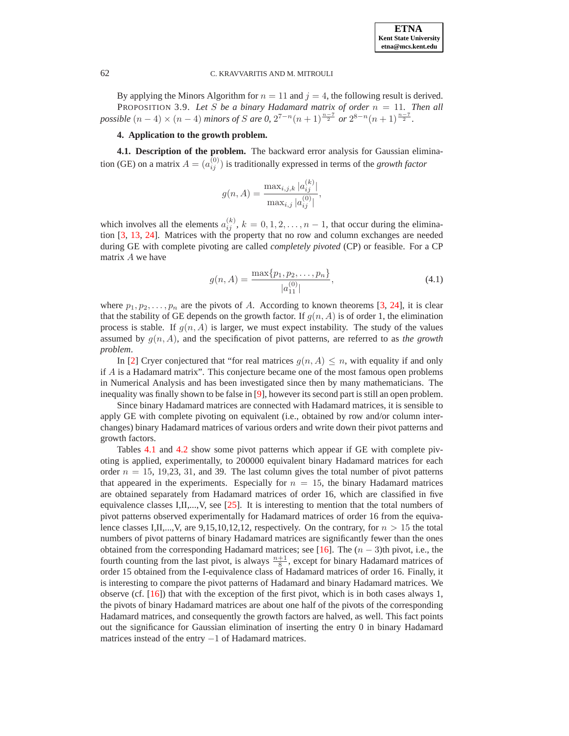By applying the Minors Algorithm for $n = 11$ and $j = 4$, the following result is derived.

PROPOSITION 3.9. *Let $S$ be a binary Hadamard matrix of order $n = 11$. Then all possible $(n-4) \times (n-4)$ minors of $S$ are 0, $2^{7-n}(n+1)^{\frac{n-7}{2}}$ or $2^{8-n}(n+1)^{\frac{n-7}{2}}$.*

## 4. Application to the growth problem.

**4.1. Description of the problem.** The backward error analysis for Gaussian elimination (GE) on a matrix $A = (a_{ij}^{(0)})$ is traditionally expressed in terms of the *growth factor*

$$g(n, A) = \frac{\max_{i,j,k} |a_{ij}^{(k)}|}{\max_{i,j} |a_{ij}^{(0)}|},$$

which involves all the elements $a_{ij}^{(k)}$, $k = 0, 1, 2, \ldots, n-1$, that occur during the elimination [3, 13, 24]. Matrices with the property that no row and column exchanges are needed during GE with complete pivoting are called *completely pivoted* (CP) or feasible. For a CP matrix $A$ we have

$$g(n, A) = \frac{\max\{p_1, p_2, \ldots, p_n\}}{|a_{11}^{(0)}|}, \tag{4.1}$$

where $p_1, p_2, \ldots, p_n$ are the pivots of $A$. According to known theorems [3, 24], it is clear that the stability of GE depends on the growth factor. If $g(n, A)$ is of order 1, the elimination process is stable. If $g(n, A)$ is larger, we must expect instability. The study of the values assumed by $g(n, A)$, and the specification of pivot patterns, are referred to as *the growth problem*.

In [2] Cryer conjectured that "for real matrices $g(n, A) \leq n$, with equality if and only if $A$ is a Hadamard matrix". This conjecture became one of the most famous open problems in Numerical Analysis and has been investigated since then by many mathematicians. The inequality was finally shown to be false in [9], however its second part is still an open problem.

Since binary Hadamard matrices are connected with Hadamard matrices, it is sensible to apply GE with complete pivoting on equivalent (i.e., obtained by row and/or column interchanges) binary Hadamard matrices of various orders and write down their pivot patterns and growth factors.

Tables 4.1 and 4.2 show some pivot patterns which appear if GE with complete pivoting is applied, experimentally, to 200000 equivalent binary Hadamard matrices for each order $n = 15$, 19,23, 31, and 39. The last column gives the total number of pivot patterns that appeared in the experiments. Especially for $n = 15$, the binary Hadamard matrices are obtained separately from Hadamard matrices of order 16, which are classified in five equivalence classes I,II,...,V, see [25]. It is interesting to mention that the total numbers of pivot patterns observed experimentally for Hadamard matrices of order 16 from the equivalence classes I,II,...,V, are 9,15,10,12,12, respectively. On the contrary, for $n > 15$ the total numbers of pivot patterns of binary Hadamard matrices are significantly fewer than the ones obtained from the corresponding Hadamard matrices; see [16]. The $(n-3)$th pivot, i.e., the fourth counting from the last pivot, is always $\frac{n+1}{8}$, except for binary Hadamard matrices of order 15 obtained from the I-equivalence class of Hadamard matrices of order 16. Finally, it is interesting to compare the pivot patterns of Hadamard and binary Hadamard matrices. We observe (cf. [16]) that with the exception of the first pivot, which is in both cases always 1, the pivots of binary Hadamard matrices are about one half of the pivots of the corresponding Hadamard matrices, and consequently the growth factors are halved, as well. This fact points out the significance for Gaussian elimination of inserting the entry 0 in binary Hadamard matrices instead of the entry $-1$ of Hadamard matrices.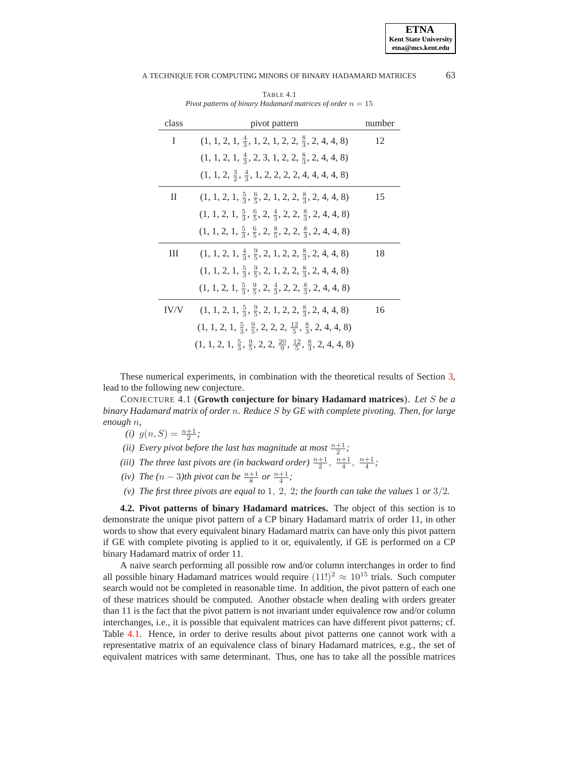TABLE 4.1
*Pivot patterns of binary Hadamard matrices of order $n = 15$*

| class | pivot pattern | number |
|---|---|---|
| I | $(1, 1, 2, 1, \frac{4}{3}, 1, 2, 1, 2, 2, \frac{8}{3}, 2, 4, 4, 8)$ | 12 |
| | $(1, 1, 2, 1, \frac{4}{3}, 2, 3, 1, 2, 2, \frac{8}{3}, 2, 4, 4, 8)$ | |
| | $(1, 1, 2, \frac{3}{2}, \frac{4}{3}, 1, 2, 2, 2, 2, 4, 4, 4, 4, 8)$ | |
| II | $(1, 1, 2, 1, \frac{5}{3}, \frac{6}{5}, 2, 1, 2, 2, \frac{8}{3}, 2, 4, 4, 8)$ | 15 |
| | $(1, 1, 2, 1, \frac{5}{3}, \frac{6}{5}, 2, \frac{4}{3}, 2, 2, \frac{8}{3}, 2, 4, 4, 8)$ | |
| | $(1, 1, 2, 1, \frac{5}{3}, \frac{6}{5}, 2, \frac{8}{5}, 2, 2, \frac{8}{3}, 2, 4, 4, 8)$ | |
| III | $(1, 1, 2, 1, \frac{4}{3}, \frac{9}{5}, 2, 1, 2, 2, \frac{8}{3}, 2, 4, 4, 8)$ | 18 |
| | $(1, 1, 2, 1, \frac{5}{3}, \frac{9}{5}, 2, 1, 2, 2, \frac{8}{3}, 2, 4, 4, 8)$ | |
| | $(1, 1, 2, 1, \frac{5}{3}, \frac{9}{5}, 2, \frac{4}{3}, 2, 2, \frac{8}{3}, 2, 4, 4, 8)$ | |
| IV/V | $(1, 1, 2, 1, \frac{5}{3}, \frac{9}{5}, 2, 1, 2, 2, \frac{8}{3}, 2, 4, 4, 8)$ | 16 |
| | $(1, 1, 2, 1, \frac{5}{3}, \frac{9}{5}, 2, 2, 2, \frac{12}{5}, \frac{8}{3}, 2, 4, 4, 8)$ | |
| | $(1, 1, 2, 1, \frac{5}{3}, \frac{9}{5}, 2, 2, \frac{20}{9}, \frac{12}{5}, \frac{8}{3}, 2, 4, 4, 8)$ | |

These numerical experiments, in combination with the theoretical results of Section 3, lead to the following new conjecture.

CONJECTURE 4.1 (**Growth conjecture for binary Hadamard matrices**). *Let $S$ be a binary Hadamard matrix of order $n$. Reduce $S$ by GE with complete pivoting. Then, for large enough $n$,*

*(i) $g(n, S) = \frac{n+1}{2}$;*
*(ii) Every pivot before the last has magnitude at most $\frac{n+1}{2}$;*
*(iii) The three last pivots are (in backward order) $\frac{n+1}{2}$, $\frac{n+1}{4}$, $\frac{n+1}{4}$;*
*(iv) The $(n-3)$th pivot can be $\frac{n+1}{8}$ or $\frac{n+1}{4}$;*
*(v) The first three pivots are equal to $1, 2, 2$; the fourth can take the values $1$ or $3/2$.*

**4.2. Pivot patterns of binary Hadamard matrices.** The object of this section is to demonstrate the unique pivot pattern of a CP binary Hadamard matrix of order 11, in other words to show that every equivalent binary Hadamard matrix can have only this pivot pattern if GE with complete pivoting is applied to it or, equivalently, if GE is performed on a CP binary Hadamard matrix of order 11.

A naive search performing all possible row and/or column interchanges in order to find all possible binary Hadamard matrices would require $(11!)^2 \approx 10^{15}$ trials. Such computer search would not be completed in reasonable time. In addition, the pivot pattern of each one of these matrices should be computed. Another obstacle when dealing with orders greater than 11 is the fact that the pivot pattern is not invariant under equivalence row and/or column interchanges, i.e., it is possible that equivalent matrices can have different pivot patterns; cf. Table 4.1. Hence, in order to derive results about pivot patterns one cannot work with a representative matrix of an equivalence class of binary Hadamard matrices, e.g., the set of equivalent matrices with same determinant. Thus, one has to take all the possible matrices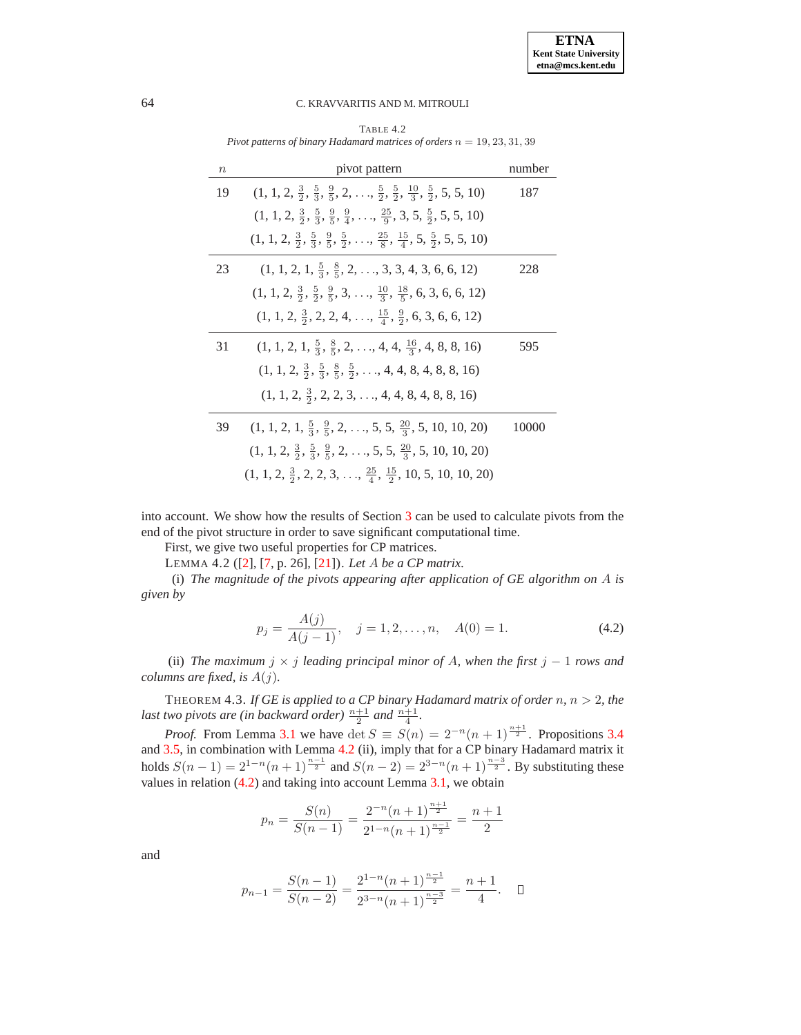TABLE 4.2
*Pivot patterns of binary Hadamard matrices of orders $n = 19, 23, 31, 39$*

| $n$ | pivot pattern | number |
|---|---|---|
| 19 | $(1, 1, 2, \frac{3}{2}, \frac{5}{3}, \frac{9}{5}, 2, \ldots, \frac{5}{2}, \frac{5}{2}, \frac{10}{3}, \frac{5}{2}, 5, 5, 10)$ | 187 |
| | $(1, 1, 2, \frac{3}{2}, \frac{5}{3}, \frac{9}{5}, \frac{9}{4}, \ldots, \frac{25}{9}, 3, 5, \frac{5}{2}, 5, 5, 10)$ | |
| | $(1, 1, 2, \frac{3}{2}, \frac{5}{3}, \frac{9}{5}, \frac{5}{2}, \ldots, \frac{25}{8}, \frac{15}{4}, 5, \frac{5}{2}, 5, 5, 10)$ | |
| 23 | $(1, 1, 2, 1, \frac{5}{3}, \frac{8}{5}, 2, \ldots, 3, 3, 4, 3, 6, 6, 12)$ | 228 |
| | $(1, 1, 2, \frac{3}{2}, \frac{5}{2}, \frac{9}{5}, 3, \ldots, \frac{10}{3}, \frac{18}{5}, 6, 3, 6, 6, 12)$ | |
| | $(1, 1, 2, \frac{3}{2}, 2, 2, 4, \ldots, \frac{15}{4}, \frac{9}{2}, 6, 3, 6, 6, 12)$ | |
| 31 | $(1, 1, 2, 1, \frac{5}{3}, \frac{8}{5}, 2, \ldots, 4, 4, \frac{16}{3}, 4, 8, 8, 16)$ | 595 |
| | $(1, 1, 2, \frac{3}{2}, \frac{5}{3}, \frac{8}{5}, \frac{5}{2}, \ldots, 4, 4, 8, 4, 8, 8, 16)$ | |
| | $(1, 1, 2, \frac{3}{2}, 2, 2, 3, \ldots, 4, 4, 8, 4, 8, 8, 16)$ | |
| 39 | $(1, 1, 2, 1, \frac{5}{3}, \frac{9}{5}, 2, \ldots, 5, 5, \frac{20}{3}, 5, 10, 10, 20)$ | 10000 |
| | $(1, 1, 2, \frac{3}{2}, \frac{5}{3}, \frac{9}{5}, 2, \ldots, 5, 5, \frac{20}{3}, 5, 10, 10, 20)$ | |
| | $(1, 1, 2, \frac{3}{2}, 2, 2, 3, \ldots, \frac{25}{4}, \frac{15}{2}, 10, 5, 10, 10, 20)$ | |

into account. We show how the results of Section 3 can be used to calculate pivots from the end of the pivot structure in order to save significant computational time.

First, we give two useful properties for CP matrices.

LEMMA 4.2 ([2], [7, p. 26], [21]). *Let $A$ be a CP matrix.*

(i) *The magnitude of the pivots appearing after application of GE algorithm on $A$ is given by*

$$p_j = \frac{A(j)}{A(j-1)}, \quad j = 1, 2, \ldots, n, \quad A(0) = 1. \tag{4.2}$$

(ii) *The maximum $j \times j$ leading principal minor of $A$, when the first $j-1$ rows and columns are fixed, is $A(j)$.*

THEOREM 4.3. *If GE is applied to a CP binary Hadamard matrix of order $n$, $n > 2$, the last two pivots are (in backward order) $\frac{n+1}{2}$ and $\frac{n+1}{4}$.*

*Proof.* From Lemma 3.1 we have $\det S \equiv S(n) = 2^{-n}(n+1)^{\frac{n+1}{2}}$. Propositions 3.4 and 3.5, in combination with Lemma 4.2 (ii), imply that for a CP binary Hadamard matrix it holds $S(n-1) = 2^{1-n}(n+1)^{\frac{n-1}{2}}$ and $S(n-2) = 2^{3-n}(n+1)^{\frac{n-3}{2}}$. By substituting these values in relation (4.2) and taking into account Lemma 3.1, we obtain

$$p_n = \frac{S(n)}{S(n-1)} = \frac{2^{-n}(n+1)^{\frac{n+1}{2}}}{2^{1-n}(n+1)^{\frac{n-1}{2}}} = \frac{n+1}{2}$$

and

$$p_{n-1} = \frac{S(n-1)}{S(n-2)} = \frac{2^{1-n}(n+1)^{\frac{n-1}{2}}}{2^{3-n}(n+1)^{\frac{n-3}{2}}} = \frac{n+1}{4}. \quad \square$$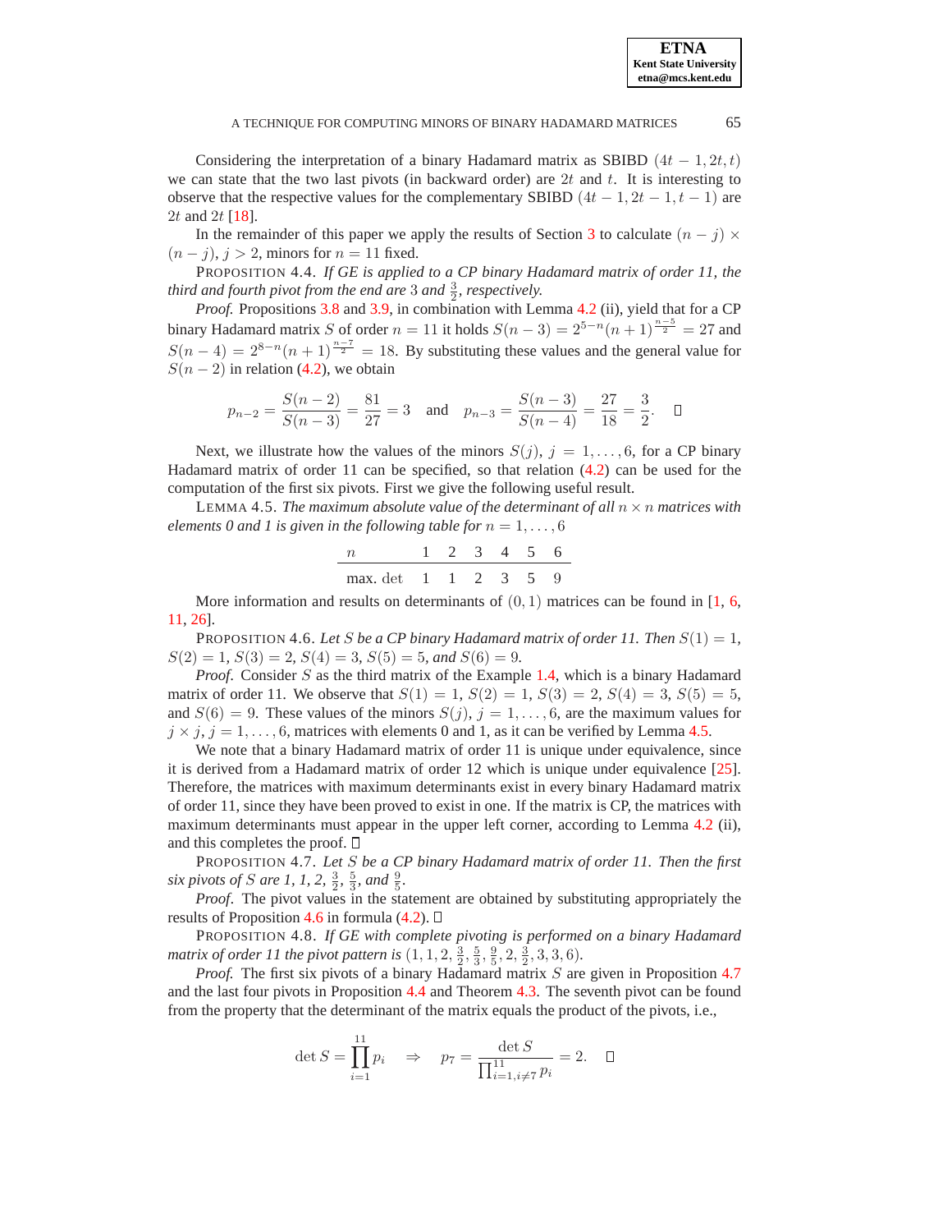Considering the interpretation of a binary Hadamard matrix as SBIBD $(4t-1, 2t, t)$ we can state that the two last pivots (in backward order) are $2t$ and $t$. It is interesting to observe that the respective values for the complementary SBIBD $(4t-1, 2t-1, t-1)$ are $2t$ and $2t$ [18].

In the remainder of this paper we apply the results of Section 3 to calculate $(n-j) \times (n-j)$, $j > 2$, minors for $n = 11$ fixed.

PROPOSITION 4.4. *If GE is applied to a CP binary Hadamard matrix of order 11, the third and fourth pivot from the end are* $3$ *and* $\frac{3}{2}$*, respectively.*

*Proof.* Propositions 3.8 and 3.9, in combination with Lemma 4.2 (ii), yield that for a CP binary Hadamard matrix $S$ of order $n = 11$ it holds $S(n-3) = 2^{5-n}(n+1)^{\frac{n-5}{2}} = 27$ and $S(n-4) = 2^{8-n}(n+1)^{\frac{n-7}{2}} = 18$. By substituting these values and the general value for $S(n-2)$ in relation (4.2), we obtain

$$p_{n-2} = \frac{S(n-2)}{S(n-3)} = \frac{81}{27} = 3 \quad \text{and} \quad p_{n-3} = \frac{S(n-3)}{S(n-4)} = \frac{27}{18} = \frac{3}{2}. \qquad \square$$

Next, we illustrate how the values of the minors $S(j)$, $j = 1, \ldots, 6$, for a CP binary Hadamard matrix of order 11 can be specified, so that relation (4.2) can be used for the computation of the first six pivots. First we give the following useful result.

LEMMA 4.5. *The maximum absolute value of the determinant of all* $n \times n$ *matrices with elements 0 and 1 is given in the following table for* $n = 1, \ldots, 6$

| $n$ | 1 | 2 | 3 | 4 | 5 | 6 |
|---|---|---|---|---|---|---|
| max. det | 1 | 1 | 2 | 3 | 5 | 9 |

More information and results on determinants of $(0,1)$ matrices can be found in [1, 6, 11, 26].

PROPOSITION 4.6. *Let* $S$ *be a CP binary Hadamard matrix of order 11. Then* $S(1) = 1$*,* $S(2) = 1$*,* $S(3) = 2$*,* $S(4) = 3$*,* $S(5) = 5$*, and* $S(6) = 9$*.*

*Proof.* Consider $S$ as the third matrix of the Example 1.4, which is a binary Hadamard matrix of order 11. We observe that $S(1) = 1$, $S(2) = 1$, $S(3) = 2$, $S(4) = 3$, $S(5) = 5$, and $S(6) = 9$. These values of the minors $S(j)$, $j = 1, \ldots, 6$, are the maximum values for $j \times j$, $j = 1, \ldots, 6$, matrices with elements 0 and 1, as it can be verified by Lemma 4.5.

We note that a binary Hadamard matrix of order 11 is unique under equivalence, since it is derived from a Hadamard matrix of order 12 which is unique under equivalence [25]. Therefore, the matrices with maximum determinants exist in every binary Hadamard matrix of order 11, since they have been proved to exist in one. If the matrix is CP, the matrices with maximum determinants must appear in the upper left corner, according to Lemma 4.2 (ii), and this completes the proof. $\square$

PROPOSITION 4.7. *Let* $S$ *be a CP binary Hadamard matrix of order 11. Then the first six pivots of* $S$ *are 1, 1, 2,* $\frac{3}{2}$*,* $\frac{5}{3}$*, and* $\frac{9}{5}$*.*

*Proof.* The pivot values in the statement are obtained by substituting appropriately the results of Proposition 4.6 in formula (4.2). $\square$

PROPOSITION 4.8. *If GE with complete pivoting is performed on a binary Hadamard matrix of order 11 the pivot pattern is* $(1, 1, 2, \frac{3}{2}, \frac{5}{3}, \frac{9}{5}, 2, \frac{3}{2}, 3, 3, 6)$*.*

*Proof.* The first six pivots of a binary Hadamard matrix $S$ are given in Proposition 4.7 and the last four pivots in Proposition 4.4 and Theorem 4.3. The seventh pivot can be found from the property that the determinant of the matrix equals the product of the pivots, i.e.,

$$\det S = \prod_{i=1}^{11} p_i \quad \Rightarrow \quad p_7 = \frac{\det S}{\prod_{i=1, i \neq 7}^{11} p_i} = 2. \qquad \square$$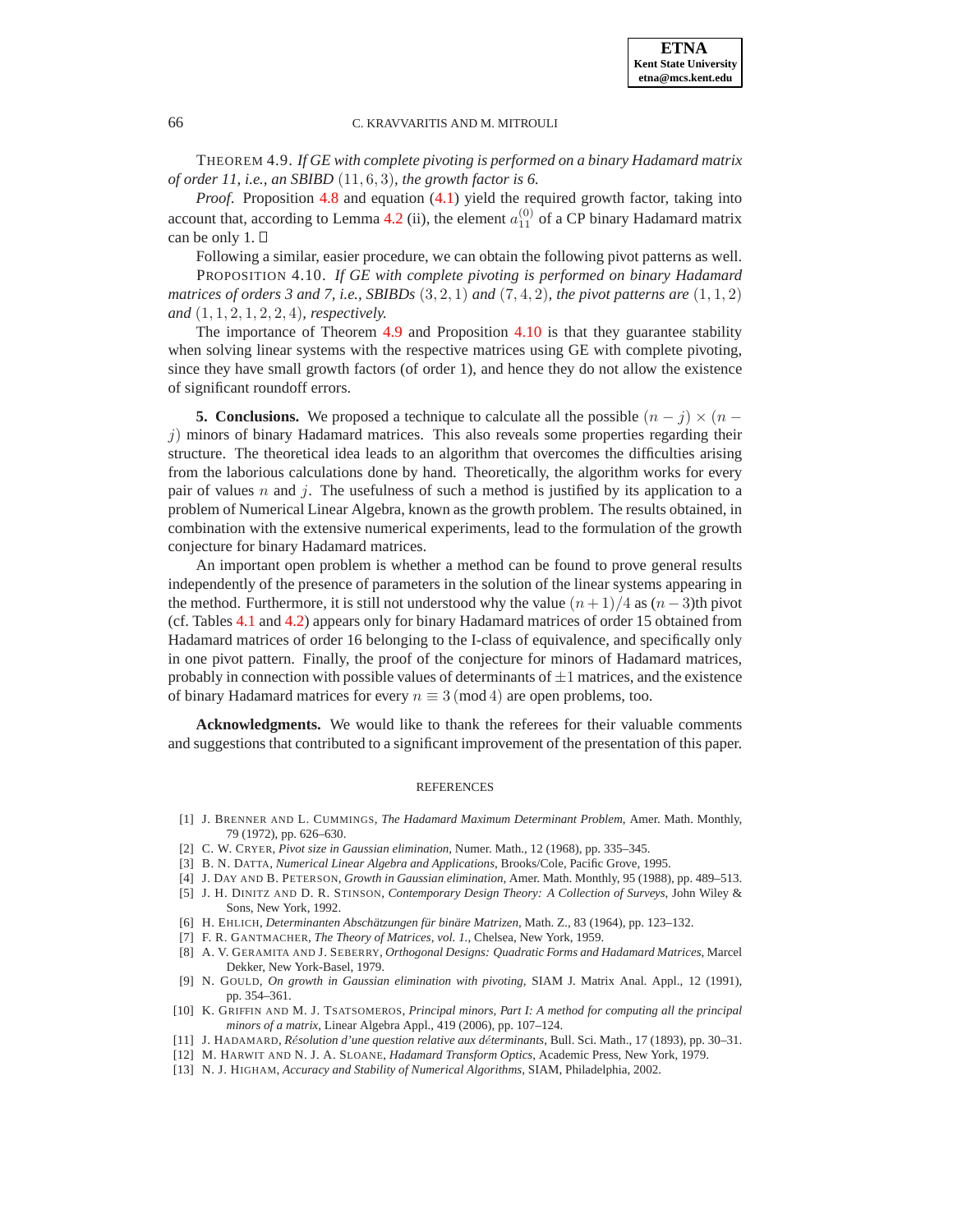THEOREM 4.9. *If GE with complete pivoting is performed on a binary Hadamard matrix of order 11, i.e., an SBIBD* $(11, 6, 3)$*, the growth factor is 6.*

*Proof.* Proposition 4.8 and equation (4.1) yield the required growth factor, taking into account that, according to Lemma 4.2 (ii), the element $a_{11}^{(0)}$ of a CP binary Hadamard matrix can be only 1. □

Following a similar, easier procedure, we can obtain the following pivot patterns as well.

PROPOSITION 4.10. *If GE with complete pivoting is performed on binary Hadamard matrices of orders 3 and 7, i.e., SBIBDs* $(3, 2, 1)$ *and* $(7, 4, 2)$*, the pivot patterns are* $(1, 1, 2)$ *and* $(1, 1, 2, 1, 2, 2, 4)$*, respectively.*

The importance of Theorem 4.9 and Proposition 4.10 is that they guarantee stability when solving linear systems with the respective matrices using GE with complete pivoting, since they have small growth factors (of order 1), and hence they do not allow the existence of significant roundoff errors.

**5. Conclusions.** We proposed a technique to calculate all the possible $(n - j) \times (n - j)$ minors of binary Hadamard matrices. This also reveals some properties regarding their structure. The theoretical idea leads to an algorithm that overcomes the difficulties arising from the laborious calculations done by hand. Theoretically, the algorithm works for every pair of values $n$ and $j$. The usefulness of such a method is justified by its application to a problem of Numerical Linear Algebra, known as the growth problem. The results obtained, in combination with the extensive numerical experiments, lead to the formulation of the growth conjecture for binary Hadamard matrices.

An important open problem is whether a method can be found to prove general results independently of the presence of parameters in the solution of the linear systems appearing in the method. Furthermore, it is still not understood why the value $(n+1)/4$ as $(n-3)$th pivot (cf. Tables 4.1 and 4.2) appears only for binary Hadamard matrices of order 15 obtained from Hadamard matrices of order 16 belonging to the I-class of equivalence, and specifically only in one pivot pattern. Finally, the proof of the conjecture for minors of Hadamard matrices, probably in connection with possible values of determinants of $\pm 1$ matrices, and the existence of binary Hadamard matrices for every $n \equiv 3 \pmod 4$ are open problems, too.

**Acknowledgments.** We would like to thank the referees for their valuable comments and suggestions that contributed to a significant improvement of the presentation of this paper.

## REFERENCES

[1] J. BRENNER AND L. CUMMINGS, *The Hadamard Maximum Determinant Problem*, Amer. Math. Monthly, 79 (1972), pp. 626–630.

[2] C. W. CRYER, *Pivot size in Gaussian elimination*, Numer. Math., 12 (1968), pp. 335–345.

[3] B. N. DATTA, *Numerical Linear Algebra and Applications*, Brooks/Cole, Pacific Grove, 1995.

[4] J. DAY AND B. PETERSON, *Growth in Gaussian elimination*, Amer. Math. Monthly, 95 (1988), pp. 489–513.

[5] J. H. DINITZ AND D. R. STINSON, *Contemporary Design Theory: A Collection of Surveys*, John Wiley & Sons, New York, 1992.

[6] H. EHLICH, *Determinanten Abschätzungen für binäre Matrizen*, Math. Z., 83 (1964), pp. 123–132.

[7] F. R. GANTMACHER, *The Theory of Matrices, vol. 1.*, Chelsea, New York, 1959.

[8] A. V. GERAMITA AND J. SEBERRY, *Orthogonal Designs: Quadratic Forms and Hadamard Matrices*, Marcel Dekker, New York-Basel, 1979.

[9] N. GOULD, *On growth in Gaussian elimination with pivoting*, SIAM J. Matrix Anal. Appl., 12 (1991), pp. 354–361.

[10] K. GRIFFIN AND M. J. TSATSOMEROS, *Principal minors, Part I: A method for computing all the principal minors of a matrix*, Linear Algebra Appl., 419 (2006), pp. 107–124.

[11] J. HADAMARD, *Résolution d'une question relative aux déterminants*, Bull. Sci. Math., 17 (1893), pp. 30–31.

[12] M. HARWIT AND N. J. A. SLOANE, *Hadamard Transform Optics*, Academic Press, New York, 1979.

[13] N. J. HIGHAM, *Accuracy and Stability of Numerical Algorithms*, SIAM, Philadelphia, 2002.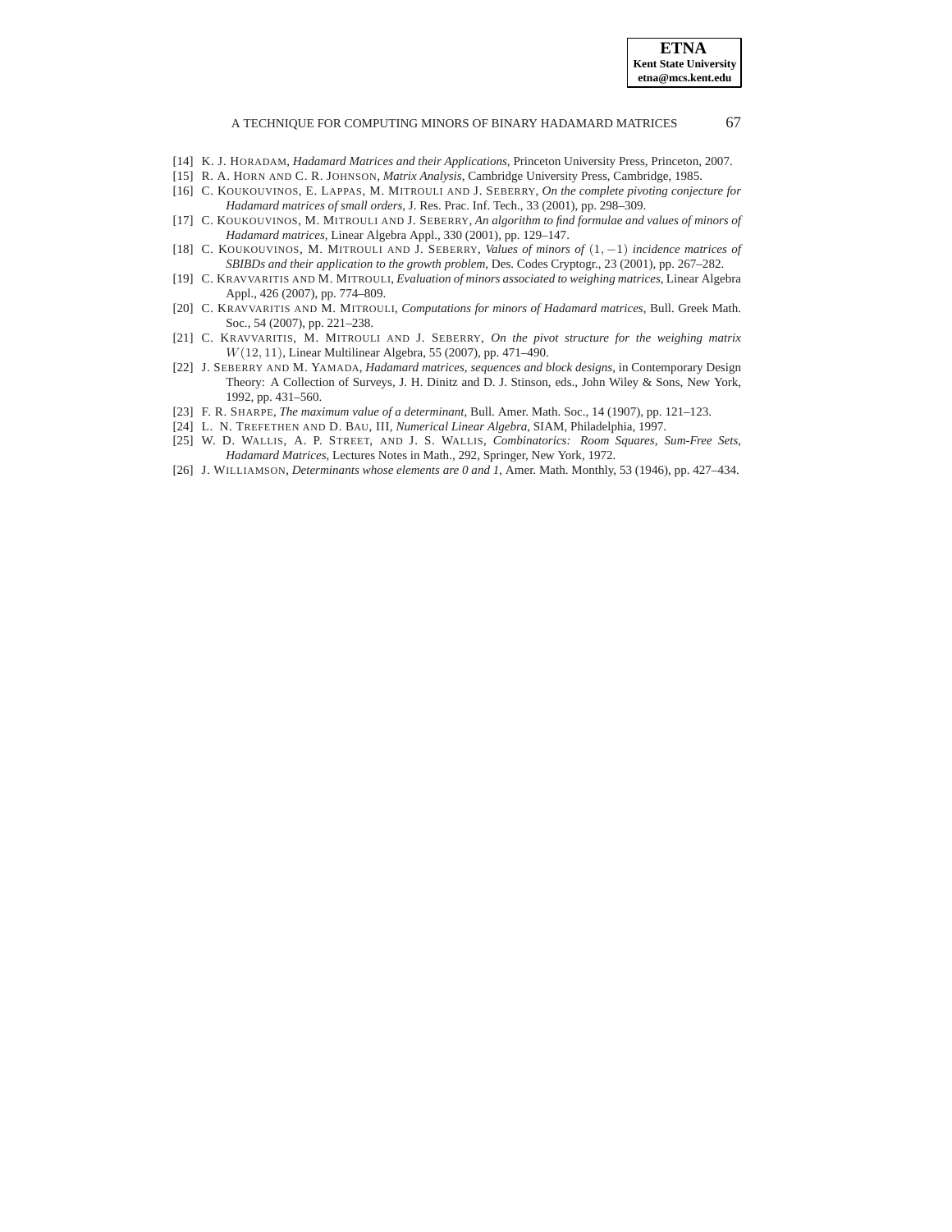[14] K. J. HORADAM, *Hadamard Matrices and their Applications*, Princeton University Press, Princeton, 2007.

[15] R. A. HORN AND C. R. JOHNSON, *Matrix Analysis*, Cambridge University Press, Cambridge, 1985.

[16] C. KOUKOUVINOS, E. LAPPAS, M. MITROULI AND J. SEBERRY, *On the complete pivoting conjecture for Hadamard matrices of small orders*, J. Res. Prac. Inf. Tech., 33 (2001), pp. 298–309.

[17] C. KOUKOUVINOS, M. MITROULI AND J. SEBERRY, *An algorithm to find formulae and values of minors of Hadamard matrices*, Linear Algebra Appl., 330 (2001), pp. 129–147.

[18] C. KOUKOUVINOS, M. MITROULI AND J. SEBERRY, *Values of minors of $(1, -1)$ incidence matrices of SBIBDs and their application to the growth problem*, Des. Codes Cryptogr., 23 (2001), pp. 267–282.

[19] C. KRAVVARITIS AND M. MITROULI, *Evaluation of minors associated to weighing matrices*, Linear Algebra Appl., 426 (2007), pp. 774–809.

[20] C. KRAVVARITIS AND M. MITROULI, *Computations for minors of Hadamard matrices*, Bull. Greek Math. Soc., 54 (2007), pp. 221–238.

[21] C. KRAVVARITIS, M. MITROULI AND J. SEBERRY, *On the pivot structure for the weighing matrix $W(12, 11)$*, Linear Multilinear Algebra, 55 (2007), pp. 471–490.

[22] J. SEBERRY AND M. YAMADA, *Hadamard matrices, sequences and block designs*, in Contemporary Design Theory: A Collection of Surveys, J. H. Dinitz and D. J. Stinson, eds., John Wiley & Sons, New York, 1992, pp. 431–560.

[23] F. R. SHARPE, *The maximum value of a determinant*, Bull. Amer. Math. Soc., 14 (1907), pp. 121–123.

[24] L. N. TREFETHEN AND D. BAU, III, *Numerical Linear Algebra*, SIAM, Philadelphia, 1997.

[25] W. D. WALLIS, A. P. STREET, AND J. S. WALLIS, *Combinatorics: Room Squares, Sum-Free Sets, Hadamard Matrices*, Lectures Notes in Math., 292, Springer, New York, 1972.

[26] J. WILLIAMSON, *Determinants whose elements are 0 and 1*, Amer. Math. Monthly, 53 (1946), pp. 427–434.